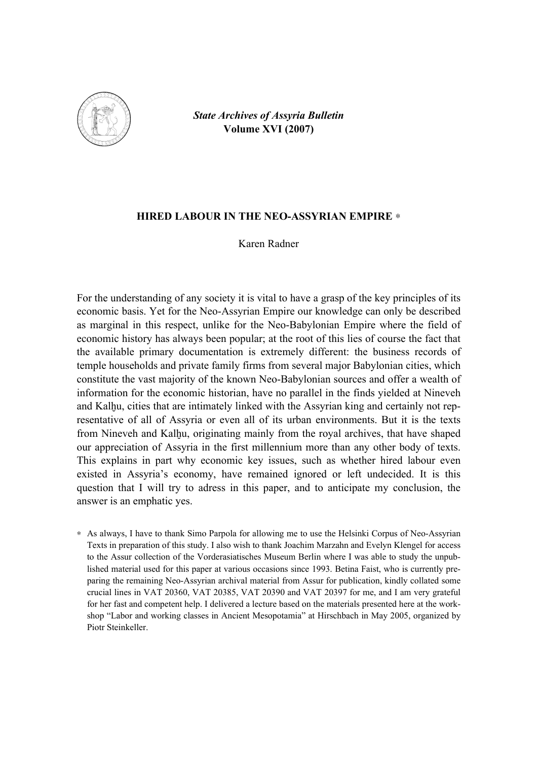*State Archives of Assyria Bulletin*
**Volume XVI (2007)**

# HIRED LABOUR IN THE NEO-ASSYRIAN EMPIRE *

Karen Radner

For the understanding of any society it is vital to have a grasp of the key principles of its economic basis. Yet for the Neo-Assyrian Empire our knowledge can only be described as marginal in this respect, unlike for the Neo-Babylonian Empire where the field of economic history has always been popular; at the root of this lies of course the fact that the available primary documentation is extremely different: the business records of temple households and private family firms from several major Babylonian cities, which constitute the vast majority of the known Neo-Babylonian sources and offer a wealth of information for the economic historian, have no parallel in the finds yielded at Nineveh and Kalḫu, cities that are intimately linked with the Assyrian king and certainly not representative of all of Assyria or even all of its urban environments. But it is the texts from Nineveh and Kalḫu, originating mainly from the royal archives, that have shaped our appreciation of Assyria in the first millennium more than any other body of texts. This explains in part why economic key issues, such as whether hired labour even existed in Assyria's economy, have remained ignored or left undecided. It is this question that I will try to adress in this paper, and to anticipate my conclusion, the answer is an emphatic yes.

* As always, I have to thank Simo Parpola for allowing me to use the Helsinki Corpus of Neo-Assyrian Texts in preparation of this study. I also wish to thank Joachim Marzahn and Evelyn Klengel for access to the Assur collection of the Vorderasiatisches Museum Berlin where I was able to study the unpublished material used for this paper at various occasions since 1993. Betina Faist, who is currently preparing the remaining Neo-Assyrian archival material from Assur for publication, kindly collated some crucial lines in VAT 20360, VAT 20385, VAT 20390 and VAT 20397 for me, and I am very grateful for her fast and competent help. I delivered a lecture based on the materials presented here at the workshop "Labor and working classes in Ancient Mesopotamia" at Hirschbach in May 2005, organized by Piotr Steinkeller.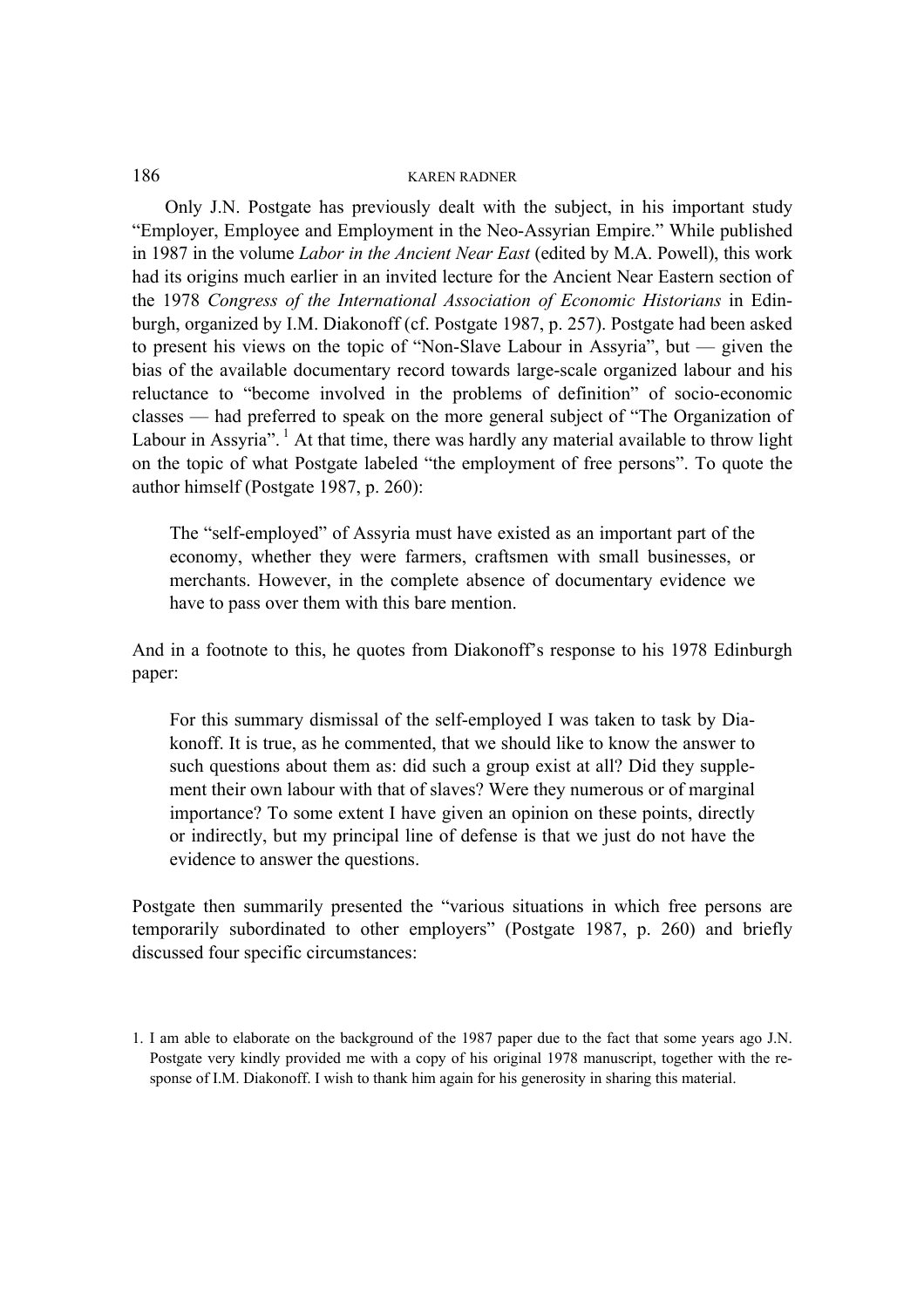Only J.N. Postgate has previously dealt with the subject, in his important study "Employer, Employee and Employment in the Neo-Assyrian Empire." While published in 1987 in the volume *Labor in the Ancient Near East* (edited by M.A. Powell), this work had its origins much earlier in an invited lecture for the Ancient Near Eastern section of the 1978 *Congress of the International Association of Economic Historians* in Edinburgh, organized by I.M. Diakonoff (cf. Postgate 1987, p. 257). Postgate had been asked to present his views on the topic of "Non-Slave Labour in Assyria", but — given the bias of the available documentary record towards large-scale organized labour and his reluctance to "become involved in the problems of definition" of socio-economic classes — had preferred to speak on the more general subject of "The Organization of Labour in Assyria".[1] At that time, there was hardly any material available to throw light on the topic of what Postgate labeled "the employment of free persons". To quote the author himself (Postgate 1987, p. 260):

> The "self-employed" of Assyria must have existed as an important part of the economy, whether they were farmers, craftsmen with small businesses, or merchants. However, in the complete absence of documentary evidence we have to pass over them with this bare mention.

And in a footnote to this, he quotes from Diakonoff's response to his 1978 Edinburgh paper:

> For this summary dismissal of the self-employed I was taken to task by Diakonoff. It is true, as he commented, that we should like to know the answer to such questions about them as: did such a group exist at all? Did they supplement their own labour with that of slaves? Were they numerous or of marginal importance? To some extent I have given an opinion on these points, directly or indirectly, but my principal line of defense is that we just do not have the evidence to answer the questions.

Postgate then summarily presented the "various situations in which free persons are temporarily subordinated to other employers" (Postgate 1987, p. 260) and briefly discussed four specific circumstances:

1. I am able to elaborate on the background of the 1987 paper due to the fact that some years ago J.N. Postgate very kindly provided me with a copy of his original 1978 manuscript, together with the response of I.M. Diakonoff. I wish to thank him again for his generosity in sharing this material.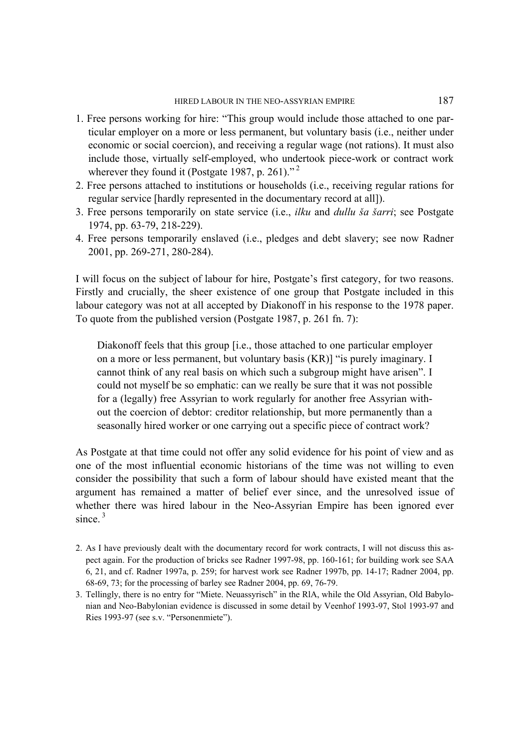1. Free persons working for hire: "This group would include those attached to one particular employer on a more or less permanent, but voluntary basis (i.e., neither under economic or social coercion), and receiving a regular wage (not rations). It must also include those, virtually self-employed, who undertook piece-work or contract work wherever they found it (Postgate 1987, p. 261)." [2]
2. Free persons attached to institutions or households (i.e., receiving regular rations for regular service [hardly represented in the documentary record at all]).
3. Free persons temporarily on state service (i.e., *ilku* and *dullu ša šarri*; see Postgate 1974, pp. 63-79, 218-229).
4. Free persons temporarily enslaved (i.e., pledges and debt slavery; see now Radner 2001, pp. 269-271, 280-284).

I will focus on the subject of labour for hire, Postgate's first category, for two reasons. Firstly and crucially, the sheer existence of one group that Postgate included in this labour category was not at all accepted by Diakonoff in his response to the 1978 paper. To quote from the published version (Postgate 1987, p. 261 fn. 7):

> Diakonoff feels that this group [i.e., those attached to one particular employer on a more or less permanent, but voluntary basis (KR)] "is purely imaginary. I cannot think of any real basis on which such a subgroup might have arisen". I could not myself be so emphatic: can we really be sure that it was not possible for a (legally) free Assyrian to work regularly for another free Assyrian without the coercion of debtor: creditor relationship, but more permanently than a seasonally hired worker or one carrying out a specific piece of contract work?

As Postgate at that time could not offer any solid evidence for his point of view and as one of the most influential economic historians of the time was not willing to even consider the possibility that such a form of labour should have existed meant that the argument has remained a matter of belief ever since, and the unresolved issue of whether there was hired labour in the Neo-Assyrian Empire has been ignored ever since. [3]

2. As I have previously dealt with the documentary record for work contracts, I will not discuss this aspect again. For the production of bricks see Radner 1997-98, pp. 160-161; for building work see SAA 6, 21, and cf. Radner 1997a, p. 259; for harvest work see Radner 1997b, pp. 14-17; Radner 2004, pp. 68-69, 73; for the processing of barley see Radner 2004, pp. 69, 76-79.

3. Tellingly, there is no entry for "Miete. Neuassyrisch" in the RlA, while the Old Assyrian, Old Babylonian and Neo-Babylonian evidence is discussed in some detail by Veenhof 1993-97, Stol 1993-97 and Ries 1993-97 (see s.v. "Personenmiete").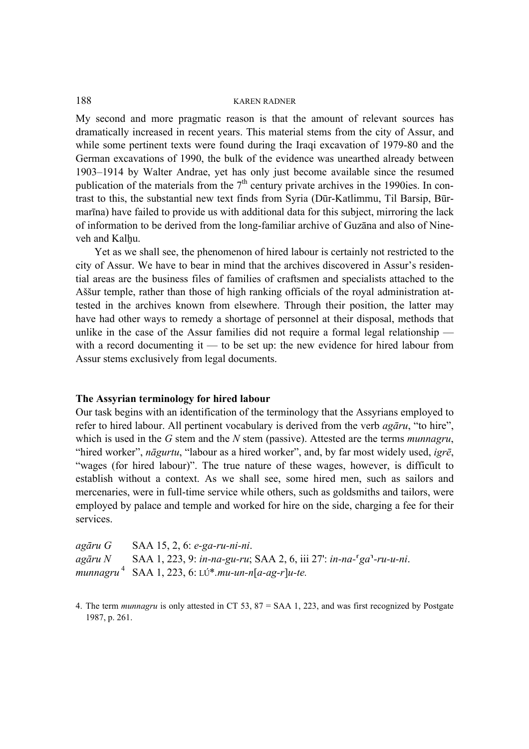My second and more pragmatic reason is that the amount of relevant sources has dramatically increased in recent years. This material stems from the city of Assur, and while some pertinent texts were found during the Iraqi excavation of 1979-80 and the German excavations of 1990, the bulk of the evidence was unearthed already between 1903–1914 by Walter Andrae, yet has only just become available since the resumed publication of the materials from the 7th century private archives in the 1990ies. In contrast to this, the substantial new text finds from Syria (Dūr-Katlimmu, Til Barsip, Būr-marīna) have failed to provide us with additional data for this subject, mirroring the lack of information to be derived from the long-familiar archive of Guzāna and also of Nineveh and Kalḫu.

Yet as we shall see, the phenomenon of hired labour is certainly not restricted to the city of Assur. We have to bear in mind that the archives discovered in Assur's residential areas are the business files of families of craftsmen and specialists attached to the Aššur temple, rather than those of high ranking officials of the royal administration attested in the archives known from elsewhere. Through their position, the latter may have had other ways to remedy a shortage of personnel at their disposal, methods that unlike in the case of the Assur families did not require a formal legal relationship — with a record documenting it — to be set up: the new evidence for hired labour from Assur stems exclusively from legal documents.

### The Assyrian terminology for hired labour

Our task begins with an identification of the terminology that the Assyrians employed to refer to hired labour. All pertinent vocabulary is derived from the verb *agāru*, "to hire", which is used in the *G* stem and the *N* stem (passive). Attested are the terms *munnagru*, "hired worker", *nāgurtu*, "labour as a hired worker", and, by far most widely used, *igrē*, "wages (for hired labour)". The true nature of these wages, however, is difficult to establish without a context. As we shall see, some hired men, such as sailors and mercenaries, were in full-time service while others, such as goldsmiths and tailors, were employed by palace and temple and worked for hire on the side, charging a fee for their services.

*agāru G* SAA 15, 2, 6: *e-ga-ru-ni-ni*.
*agāru N* SAA 1, 223, 9: *in-na-gu-ru*; SAA 2, 6, iii 27': *in-na-⸢ga⸣-ru-u-ni*.
*munnagru*[4] SAA 1, 223, 6: LÚ\*.*mu-un-n*[*a-ag-r*]*u-te.*

4. The term *munnagru* is only attested in CT 53, 87 = SAA 1, 223, and was first recognized by Postgate 1987, p. 261.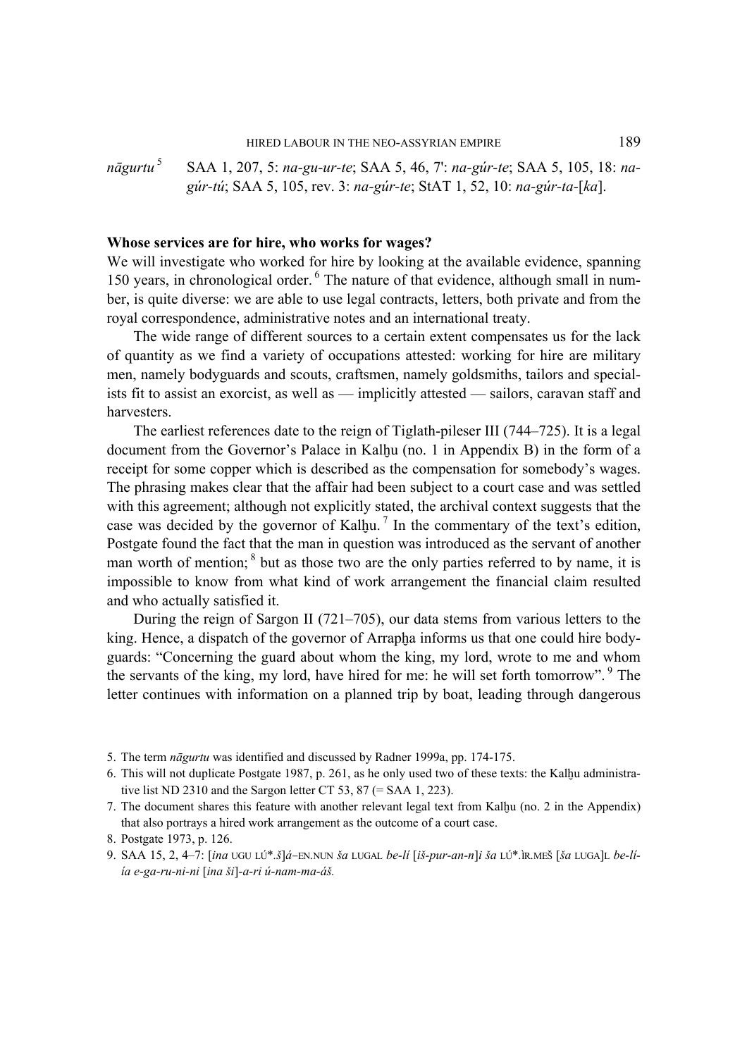*nāgurtu*[5] SAA 1, 207, 5: *na-gu-ur-te*; SAA 5, 46, 7': *na-gúr-te*; SAA 5, 105, 18: *na-gúr-tú*; SAA 5, 105, rev. 3: *na-gúr-te*; StAT 1, 52, 10: *na-gúr-ta-*[*ka*].

**Whose services are for hire, who works for wages?**

We will investigate who worked for hire by looking at the available evidence, spanning 150 years, in chronological order.[6] The nature of that evidence, although small in number, is quite diverse: we are able to use legal contracts, letters, both private and from the royal correspondence, administrative notes and an international treaty.

The wide range of different sources to a certain extent compensates us for the lack of quantity as we find a variety of occupations attested: working for hire are military men, namely bodyguards and scouts, craftsmen, namely goldsmiths, tailors and specialists fit to assist an exorcist, as well as — implicitly attested — sailors, caravan staff and harvesters.

The earliest references date to the reign of Tiglath-pileser III (744–725). It is a legal document from the Governor's Palace in Kalḫu (no. 1 in Appendix B) in the form of a receipt for some copper which is described as the compensation for somebody's wages. The phrasing makes clear that the affair had been subject to a court case and was settled with this agreement; although not explicitly stated, the archival context suggests that the case was decided by the governor of Kalḫu.[7] In the commentary of the text's edition, Postgate found the fact that the man in question was introduced as the servant of another man worth of mention;[8] but as those two are the only parties referred to by name, it is impossible to know from what kind of work arrangement the financial claim resulted and who actually satisfied it.

During the reign of Sargon II (721–705), our data stems from various letters to the king. Hence, a dispatch of the governor of Arrapḫa informs us that one could hire bodyguards: "Concerning the guard about whom the king, my lord, wrote to me and whom the servants of the king, my lord, have hired for me: he will set forth tomorrow".[9] The letter continues with information on a planned trip by boat, leading through dangerous

---

5. The term *nāgurtu* was identified and discussed by Radner 1999a, pp. 174-175.

6. This will not duplicate Postgate 1987, p. 261, as he only used two of these texts: the Kalḫu administrative list ND 2310 and the Sargon letter CT 53, 87 (= SAA 1, 223).

7. The document shares this feature with another relevant legal text from Kalḫu (no. 2 in the Appendix) that also portrays a hired work arrangement as the outcome of a court case.

8. Postgate 1973, p. 126.

9. SAA 15, 2, 4–7: [*ina* UGU LÚ\*.*š*]*á*–EN.NUN *ša* LUGAL *be-lí* [*iš-pur-an-n*]*i ša* LÚ\*.ÌR.MEŠ [*ša* LUGA]L *be-lí-ía e-ga-ru-ni-ni* [*ina ši*]-*a-ri ú-nam-ma-áš.*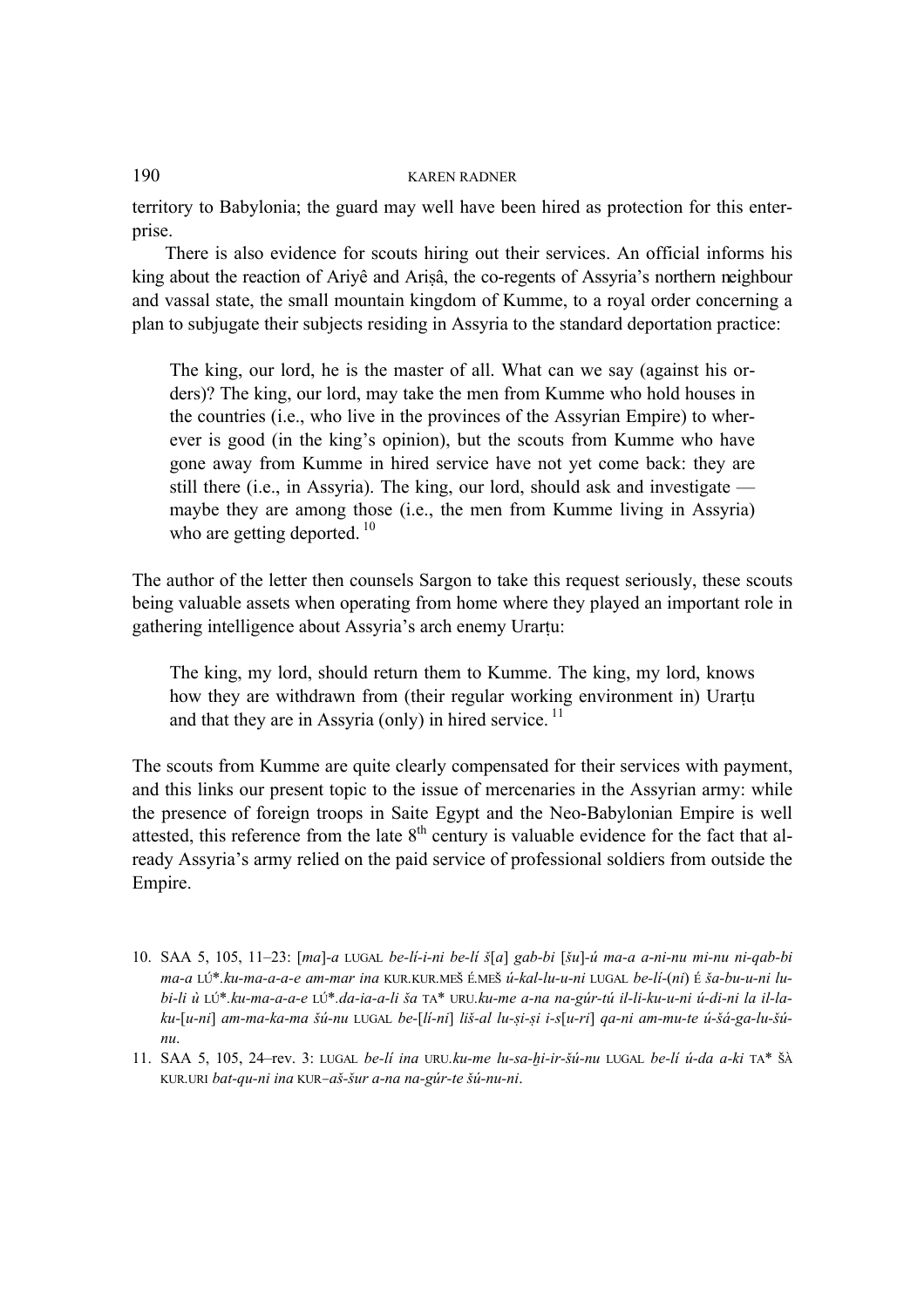territory to Babylonia; the guard may well have been hired as protection for this enterprise.

There is also evidence for scouts hiring out their services. An official informs his king about the reaction of Ariyê and Ariṣâ, the co-regents of Assyria's northern neighbour and vassal state, the small mountain kingdom of Kumme, to a royal order concerning a plan to subjugate their subjects residing in Assyria to the standard deportation practice:

> The king, our lord, he is the master of all. What can we say (against his orders)? The king, our lord, may take the men from Kumme who hold houses in the countries (i.e., who live in the provinces of the Assyrian Empire) to wherever is good (in the king's opinion), but the scouts from Kumme who have gone away from Kumme in hired service have not yet come back: they are still there (i.e., in Assyria). The king, our lord, should ask and investigate — maybe they are among those (i.e., the men from Kumme living in Assyria) who are getting deported.[10]

The author of the letter then counsels Sargon to take this request seriously, these scouts being valuable assets when operating from home where they played an important role in gathering intelligence about Assyria's arch enemy Urarṭu:

> The king, my lord, should return them to Kumme. The king, my lord, knows how they are withdrawn from (their regular working environment in) Urarṭu and that they are in Assyria (only) in hired service.[11]

The scouts from Kumme are quite clearly compensated for their services with payment, and this links our present topic to the issue of mercenaries in the Assyrian army: while the presence of foreign troops in Saite Egypt and the Neo-Babylonian Empire is well attested, this reference from the late 8th century is valuable evidence for the fact that already Assyria's army relied on the paid service of professional soldiers from outside the Empire.

10. SAA 5, 105, 11–23: [*ma*]-*a* LUGAL *be-lí-i-ni be-lí š*[*a*] *gab-bi* [*šu*]-*ú ma-a a-ni-nu mi-nu ni-qab-bi ma-a* LÚ\*.*ku-ma-a-a-e am-mar ina* KUR.KUR.MEŠ É.MEŠ *ú-kal-lu-u-ni* LUGAL *be-lí-*(*ni*) É *ša-bu-u-ni lu-bi-li ù* LÚ\*.*ku-ma-a-a-e* LÚ\*.*da-ia-a-li ša* TA\* URU.*ku-me a-na na-gúr-tú il-li-ku-u-ni ú-di-ni la il-la-ku-*[*u-ni*] *am-ma-ka-ma šú-nu* LUGAL *be-*[*lí-ni*] *liš-al lu-ṣi-ṣi i-s*[*u-ri*] *qa-ni am-mu-te ú-šá-ga-lu-šú-nu*.

11. SAA 5, 105, 24–rev. 3: LUGAL *be-lí ina* URU.*ku-me lu-sa-ḫi-ir-šú-nu* LUGAL *be-lí ú-da a-ki* TA\* ŠÀ KUR.URI *bat-qu-ni ina* KUR–*aš-šur a-na na-gúr-te šú-nu-ni*.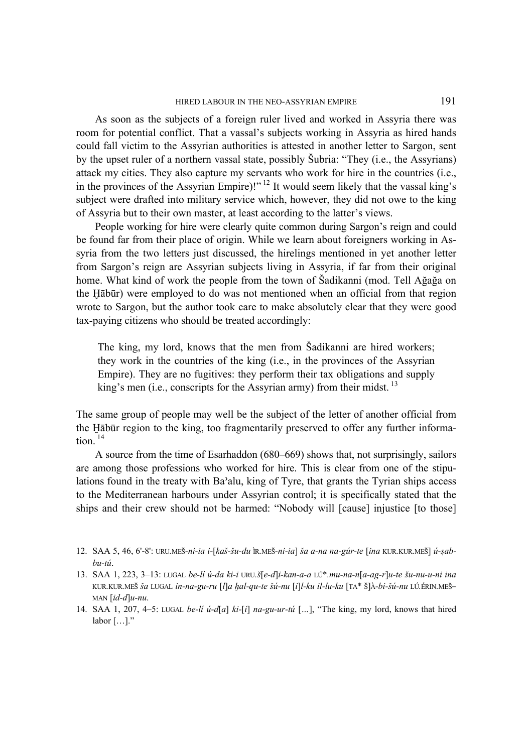As soon as the subjects of a foreign ruler lived and worked in Assyria there was room for potential conflict. That a vassal's subjects working in Assyria as hired hands could fall victim to the Assyrian authorities is attested in another letter to Sargon, sent by the upset ruler of a northern vassal state, possibly Šubria: "They (i.e., the Assyrians) attack my cities. They also capture my servants who work for hire in the countries (i.e., in the provinces of the Assyrian Empire)!"[12] It would seem likely that the vassal king's subject were drafted into military service which, however, they did not owe to the king of Assyria but to their own master, at least according to the latter's views.

People working for hire were clearly quite common during Sargon's reign and could be found far from their place of origin. While we learn about foreigners working in Assyria from the two letters just discussed, the hirelings mentioned in yet another letter from Sargon's reign are Assyrian subjects living in Assyria, if far from their original home. What kind of work the people from the town of Šadikanni (mod. Tell Ağağa on the Ḫābūr) were employed to do was not mentioned when an official from that region wrote to Sargon, but the author took care to make absolutely clear that they were good tax-paying citizens who should be treated accordingly:

> The king, my lord, knows that the men from Šadikanni are hired workers; they work in the countries of the king (i.e., in the provinces of the Assyrian Empire). They are no fugitives: they perform their tax obligations and supply king's men (i.e., conscripts for the Assyrian army) from their midst.[13]

The same group of people may well be the subject of the letter of another official from the Ḫābūr region to the king, too fragmentarily preserved to offer any further information.[14]

A source from the time of Esarhaddon (680–669) shows that, not surprisingly, sailors are among those professions who worked for hire. This is clear from one of the stipulations found in the treaty with Baʾalu, king of Tyre, that grants the Tyrian ships access to the Mediterranean harbours under Assyrian control; it is specifically stated that the ships and their crew should not be harmed: "Nobody will [cause] injustice [to those]

12. SAA 5, 46, 6'-8': URU.MEŠ-*ni-ia i-*[*kaš-šu-du* ÌR.MEŠ-*ni-ia*] *ša a-na na-gúr-te* [*ina* KUR.KUR.MEŠ] *ú-ṣab-bu-tú*.

13. SAA 1, 223, 3–13: LUGAL *be-lí ú-da ki-i* URU.*š*[*e-d*]*i-kan-a-a* LÚ\*.*mu-na-n*[*a-ag-r*]*u-te šu-nu-u-ni ina* KUR.KUR.MEŠ *ša* LUGAL *in-na-gu-ru* [*l*]*a ḫal-qu-te šú-nu* [*i*]*l-ku il-lu-ku* [TA\* š]À-*bi-šú-nu* LÚ.ÉRIN.MEŠ–MAN [*id-d*]*u-nu*.

14. SAA 1, 207, 4–5: LUGAL *be-lí ú-d*[*a*] *ki-*[*i*] *na-gu-ur-tú* [*...*], "The king, my lord, knows that hired labor […]."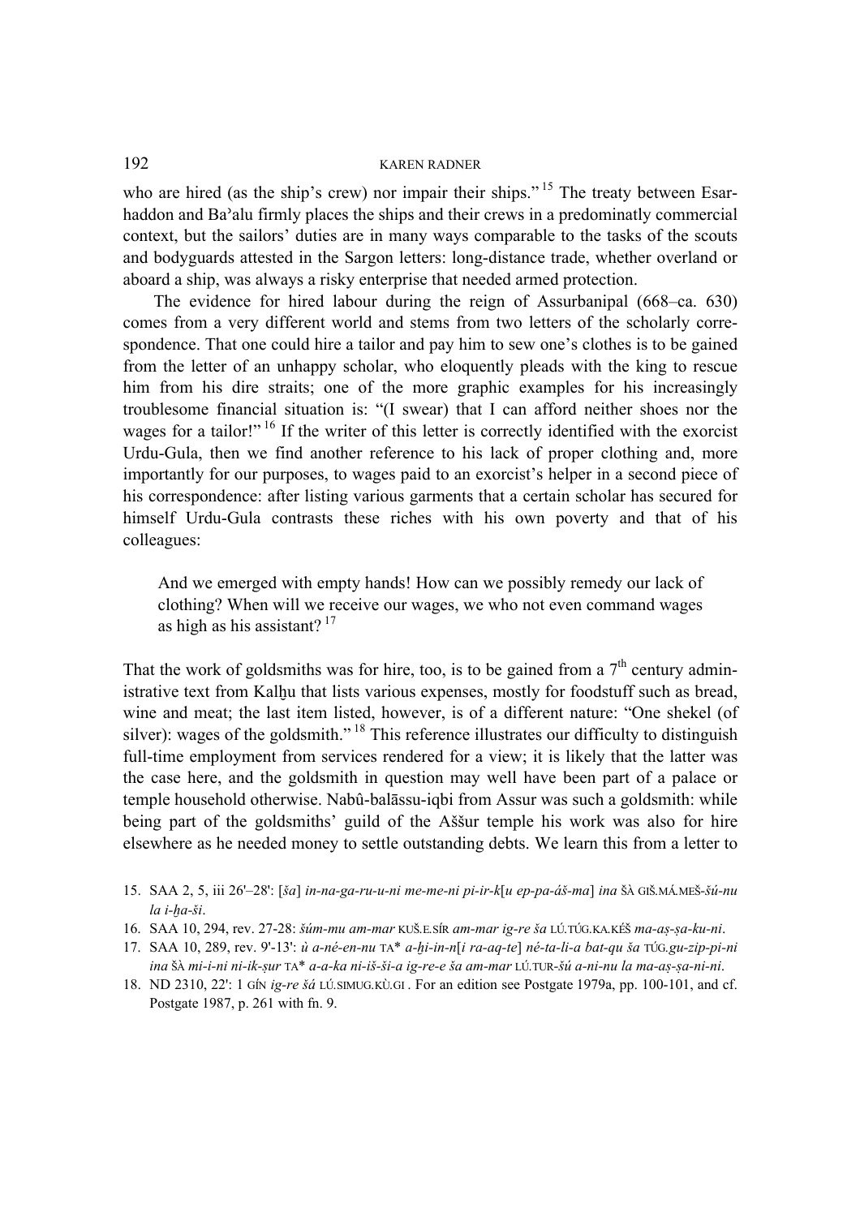who are hired (as the ship's crew) nor impair their ships." [15] The treaty between Esarhaddon and Baʾalu firmly places the ships and their crews in a predominatly commercial context, but the sailors' duties are in many ways comparable to the tasks of the scouts and bodyguards attested in the Sargon letters: long-distance trade, whether overland or aboard a ship, was always a risky enterprise that needed armed protection.

The evidence for hired labour during the reign of Assurbanipal (668–ca. 630) comes from a very different world and stems from two letters of the scholarly correspondence. That one could hire a tailor and pay him to sew one's clothes is to be gained from the letter of an unhappy scholar, who eloquently pleads with the king to rescue him from his dire straits; one of the more graphic examples for his increasingly troublesome financial situation is: "(I swear) that I can afford neither shoes nor the wages for a tailor!" [16] If the writer of this letter is correctly identified with the exorcist Urdu-Gula, then we find another reference to his lack of proper clothing and, more importantly for our purposes, to wages paid to an exorcist's helper in a second piece of his correspondence: after listing various garments that a certain scholar has secured for himself Urdu-Gula contrasts these riches with his own poverty and that of his colleagues:

> And we emerged with empty hands! How can we possibly remedy our lack of clothing? When will we receive our wages, we who not even command wages as high as his assistant? [17]

That the work of goldsmiths was for hire, too, is to be gained from a 7th century administrative text from Kalḫu that lists various expenses, mostly for foodstuff such as bread, wine and meat; the last item listed, however, is of a different nature: "One shekel (of silver): wages of the goldsmith." [18] This reference illustrates our difficulty to distinguish full-time employment from services rendered for a view; it is likely that the latter was the case here, and the goldsmith in question may well have been part of a palace or temple household otherwise. Nabû-balāssu-iqbi from Assur was such a goldsmith: while being part of the goldsmiths' guild of the Aššur temple his work was also for hire elsewhere as he needed money to settle outstanding debts. We learn this from a letter to

15. SAA 2, 5, iii 26'–28': [*ša*] *in-na-ga-ru-u-ni me-me-ni pi-ir-k*[*u ep-pa-áš-ma*] *ina* ŠÀ GIŠ.MÁ.MEŠ-*šú-nu la i-ḫa-ši*.

16. SAA 10, 294, rev. 27-28: *šúm-mu am-mar* KUŠ.E.SÍR *am-mar ig-re ša* LÚ.TÚG.KA.KÉŠ *ma-aṣ-ṣa-ku-ni*.

17. SAA 10, 289, rev. 9'-13': *ù a-né-en-nu* TA* *a-ḫi-in-n*[*i ra-aq-te*] *né-ta-li-a bat-qu ša* TÚG.*gu-zip-pi-ni ina* ŠÀ *mi-i-ni ni-ik-ṣur* TA* *a-a-ka ni-iš-ši-a ig-re-e ša am-mar* LÚ.TUR-*šú a-ni-nu la ma-aṣ-ṣa-ni-ni*.

18. ND 2310, 22': 1 GÍN *ig-re šá* LÚ.SIMUG.KÙ.GI . For an edition see Postgate 1979a, pp. 100-101, and cf. Postgate 1987, p. 261 with fn. 9.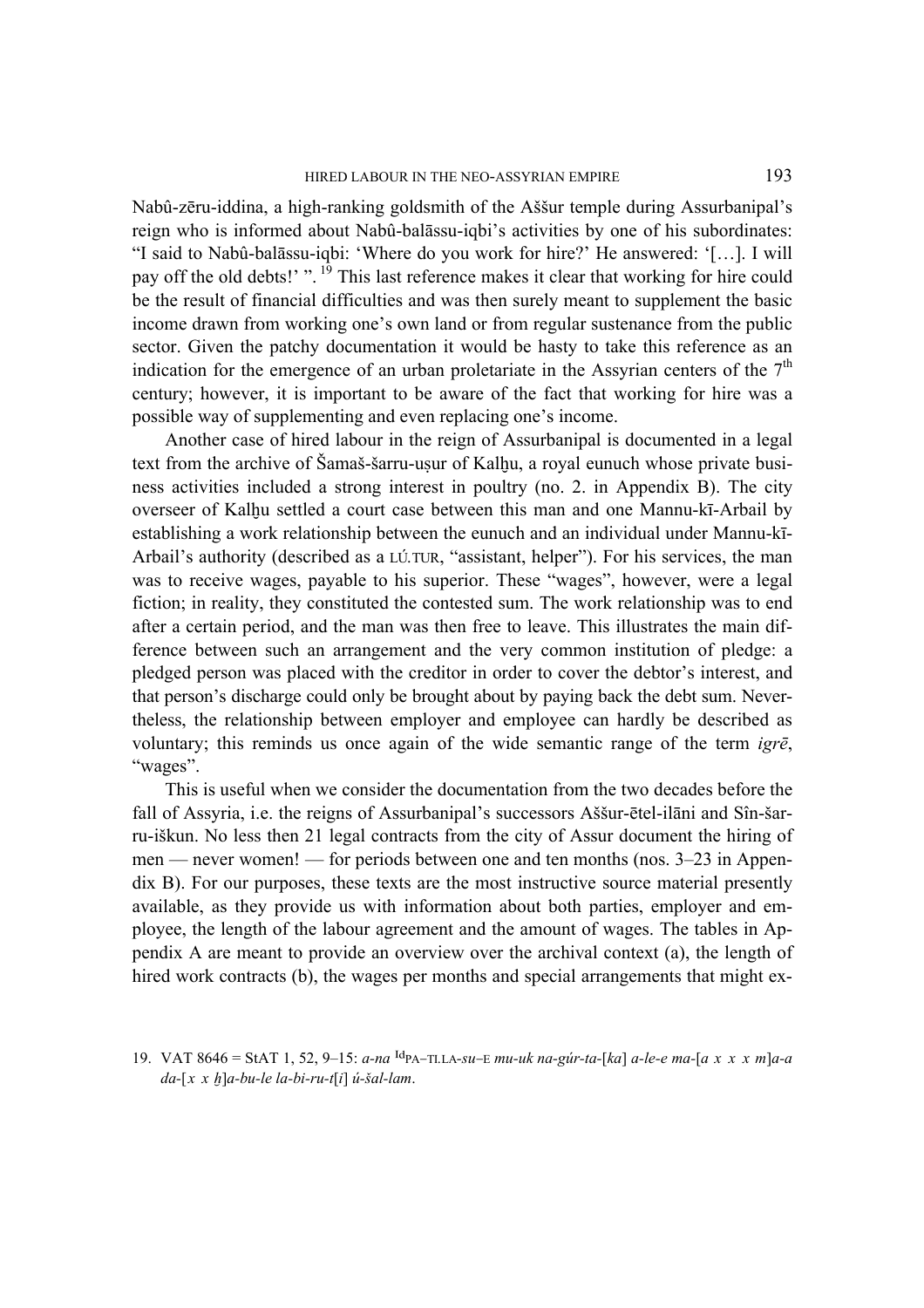Nabû-zēru-iddina, a high-ranking goldsmith of the Aššur temple during Assurbanipal's reign who is informed about Nabû-balāssu-iqbi's activities by one of his subordinates: "I said to Nabû-balāssu-iqbi: 'Where do you work for hire?' He answered: '[…]. I will pay off the old debts!' ".[19] This last reference makes it clear that working for hire could be the result of financial difficulties and was then surely meant to supplement the basic income drawn from working one's own land or from regular sustenance from the public sector. Given the patchy documentation it would be hasty to take this reference as an indication for the emergence of an urban proletariate in the Assyrian centers of the 7th century; however, it is important to be aware of the fact that working for hire was a possible way of supplementing and even replacing one's income.

Another case of hired labour in the reign of Assurbanipal is documented in a legal text from the archive of Šamaš-šarru-uṣur of Kalḫu, a royal eunuch whose private business activities included a strong interest in poultry (no. 2. in Appendix B). The city overseer of Kalḫu settled a court case between this man and one Mannu-kī-Arbail by establishing a work relationship between the eunuch and an individual under Mannu-kī-Arbail's authority (described as a LÚ.TUR, "assistant, helper"). For his services, the man was to receive wages, payable to his superior. These "wages", however, were a legal fiction; in reality, they constituted the contested sum. The work relationship was to end after a certain period, and the man was then free to leave. This illustrates the main difference between such an arrangement and the very common institution of pledge: a pledged person was placed with the creditor in order to cover the debtor's interest, and that person's discharge could only be brought about by paying back the debt sum. Nevertheless, the relationship between employer and employee can hardly be described as voluntary; this reminds us once again of the wide semantic range of the term *igrē*, "wages".

This is useful when we consider the documentation from the two decades before the fall of Assyria, i.e. the reigns of Assurbanipal's successors Aššur-ētel-ilāni and Sîn-šarru-iškun. No less then 21 legal contracts from the city of Assur document the hiring of men — never women! — for periods between one and ten months (nos. 3–23 in Appendix B). For our purposes, these texts are the most instructive source material presently available, as they provide us with information about both parties, employer and employee, the length of the labour agreement and the amount of wages. The tables in Appendix A are meant to provide an overview over the archival context (a), the length of hired work contracts (b), the wages per months and special arrangements that might ex-

19. VAT 8646 = StAT 1, 52, 9–15: *a-na* [Id]PA–TI.LA-*su*–E *mu-uk na-gúr-ta-*[*ka*] *a-le-e ma-*[*a x x x m*]*a-a da-*[*x x ḫ*]*a-bu-le la-bi-ru-t*[*i*] *ú-šal-lam*.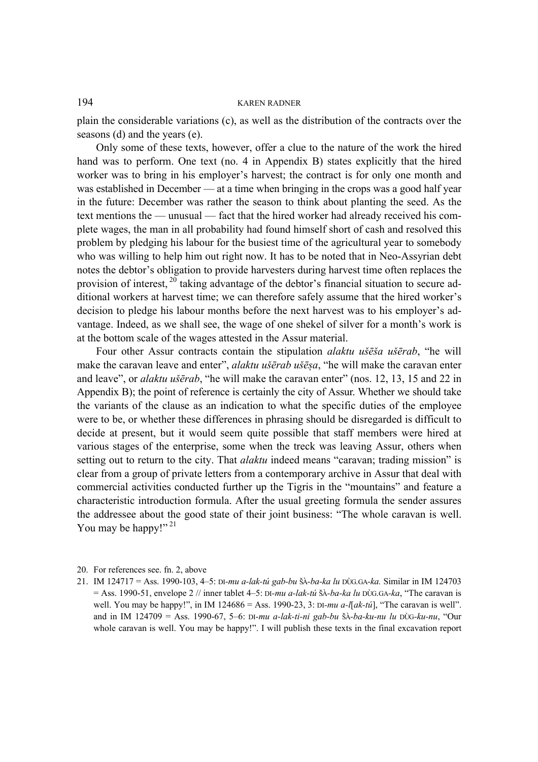plain the considerable variations (c), as well as the distribution of the contracts over the seasons (d) and the years (e).

Only some of these texts, however, offer a clue to the nature of the work the hired hand was to perform. One text (no. 4 in Appendix B) states explicitly that the hired worker was to bring in his employer's harvest; the contract is for only one month and was established in December — at a time when bringing in the crops was a good half year in the future: December was rather the season to think about planting the seed. As the text mentions the — unusual — fact that the hired worker had already received his complete wages, the man in all probability had found himself short of cash and resolved this problem by pledging his labour for the busiest time of the agricultural year to somebody who was willing to help him out right now. It has to be noted that in Neo-Assyrian debt notes the debtor's obligation to provide harvesters during harvest time often replaces the provision of interest,[20] taking advantage of the debtor's financial situation to secure additional workers at harvest time; we can therefore safely assume that the hired worker's decision to pledge his labour months before the next harvest was to his employer's advantage. Indeed, as we shall see, the wage of one shekel of silver for a month's work is at the bottom scale of the wages attested in the Assur material.

Four other Assur contracts contain the stipulation *alaktu ušēša ušērab*, "he will make the caravan leave and enter", *alaktu ušērab ušēṣa*, "he will make the caravan enter and leave", or *alaktu ušērab*, "he will make the caravan enter" (nos. 12, 13, 15 and 22 in Appendix B); the point of reference is certainly the city of Assur. Whether we should take the variants of the clause as an indication to what the specific duties of the employee were to be, or whether these differences in phrasing should be disregarded is difficult to decide at present, but it would seem quite possible that staff members were hired at various stages of the enterprise, some when the treck was leaving Assur, others when setting out to return to the city. That *alaktu* indeed means "caravan; trading mission" is clear from a group of private letters from a contemporary archive in Assur that deal with commercial activities conducted further up the Tigris in the "mountains" and feature a characteristic introduction formula. After the usual greeting formula the sender assures the addressee about the good state of their joint business: "The whole caravan is well. You may be happy!"[21]

20. For references see. fn. 2, above

21. IM 124717 = Ass. 1990-103, 4–5: DI-*mu a-lak-tú gab-bu* ŠÀ-*ba-ka lu* DÙG.GA-*ka.* Similar in IM 124703 = Ass. 1990-51, envelope 2 // inner tablet 4–5: DI-*mu a-lak-tú* ŠÀ-*ba-ka lu* DÙG.GA-*ka*, "The caravan is well. You may be happy!", in IM 124686 = Ass. 1990-23, 3: DI-*mu a-l*[*ak-tú*], "The caravan is well". and in IM 124709 = Ass. 1990-67, 5–6: DI-*mu a-lak-ti-ni gab-bu* ŠÀ-*ba-ku-nu lu* DÙG-*ku-nu*, "Our whole caravan is well. You may be happy!". I will publish these texts in the final excavation report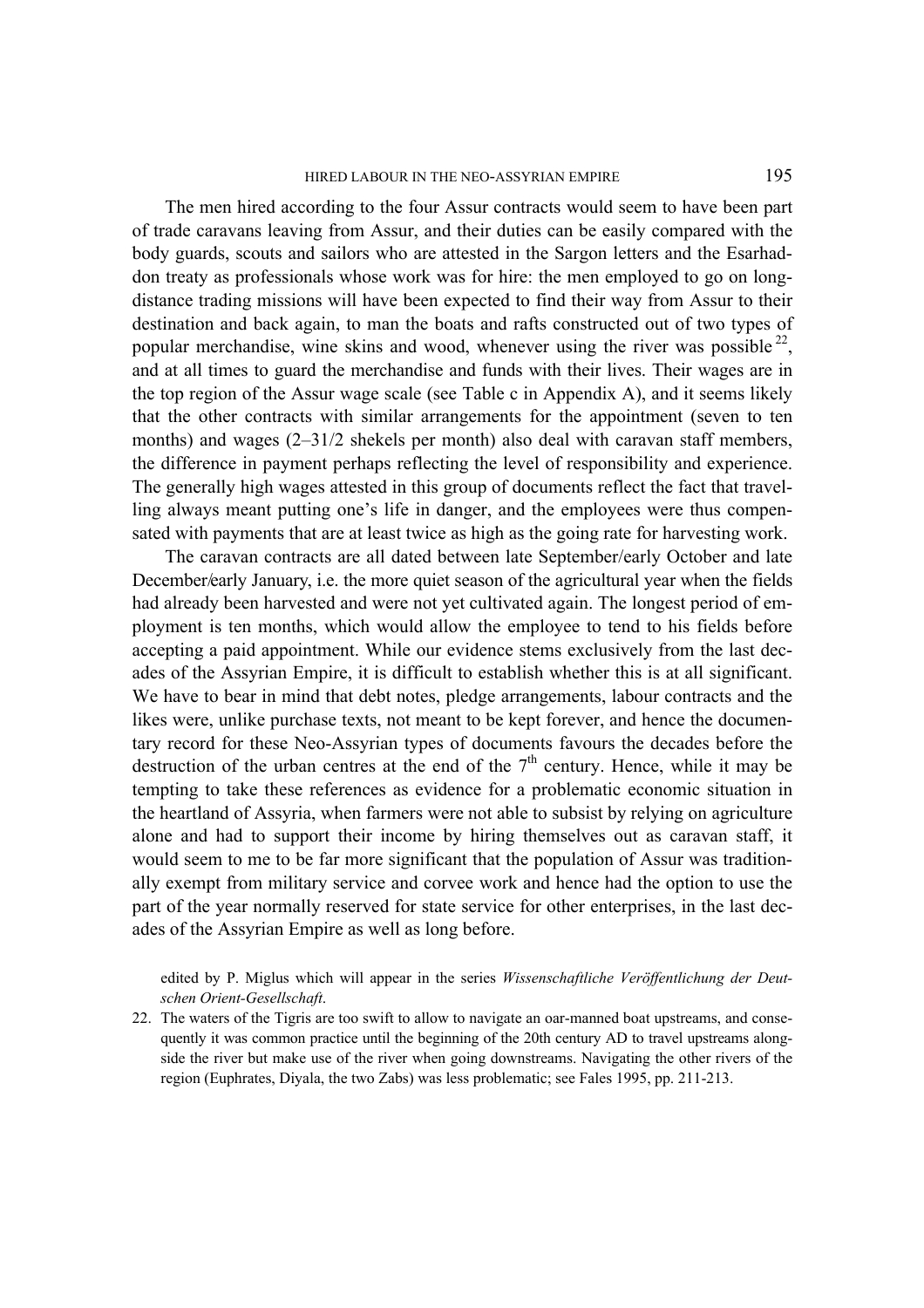The men hired according to the four Assur contracts would seem to have been part of trade caravans leaving from Assur, and their duties can be easily compared with the body guards, scouts and sailors who are attested in the Sargon letters and the Esarhaddon treaty as professionals whose work was for hire: the men employed to go on long-distance trading missions will have been expected to find their way from Assur to their destination and back again, to man the boats and rafts constructed out of two types of popular merchandise, wine skins and wood, whenever using the river was possible [22], and at all times to guard the merchandise and funds with their lives. Their wages are in the top region of the Assur wage scale (see Table c in Appendix A), and it seems likely that the other contracts with similar arrangements for the appointment (seven to ten months) and wages (2–31/2 shekels per month) also deal with caravan staff members, the difference in payment perhaps reflecting the level of responsibility and experience. The generally high wages attested in this group of documents reflect the fact that travelling always meant putting one's life in danger, and the employees were thus compensated with payments that are at least twice as high as the going rate for harvesting work.

The caravan contracts are all dated between late September/early October and late December/early January, i.e. the more quiet season of the agricultural year when the fields had already been harvested and were not yet cultivated again. The longest period of employment is ten months, which would allow the employee to tend to his fields before accepting a paid appointment. While our evidence stems exclusively from the last decades of the Assyrian Empire, it is difficult to establish whether this is at all significant. We have to bear in mind that debt notes, pledge arrangements, labour contracts and the likes were, unlike purchase texts, not meant to be kept forever, and hence the documentary record for these Neo-Assyrian types of documents favours the decades before the destruction of the urban centres at the end of the 7th century. Hence, while it may be tempting to take these references as evidence for a problematic economic situation in the heartland of Assyria, when farmers were not able to subsist by relying on agriculture alone and had to support their income by hiring themselves out as caravan staff, it would seem to me to be far more significant that the population of Assur was traditionally exempt from military service and corvee work and hence had the option to use the part of the year normally reserved for state service for other enterprises, in the last decades of the Assyrian Empire as well as long before.

edited by P. Miglus which will appear in the series *Wissenschaftliche Veröffentlichung der Deutschen Orient-Gesellschaft*.

22. The waters of the Tigris are too swift to allow to navigate an oar-manned boat upstreams, and consequently it was common practice until the beginning of the 20th century AD to travel upstreams alongside the river but make use of the river when going downstreams. Navigating the other rivers of the region (Euphrates, Diyala, the two Zabs) was less problematic; see Fales 1995, pp. 211-213.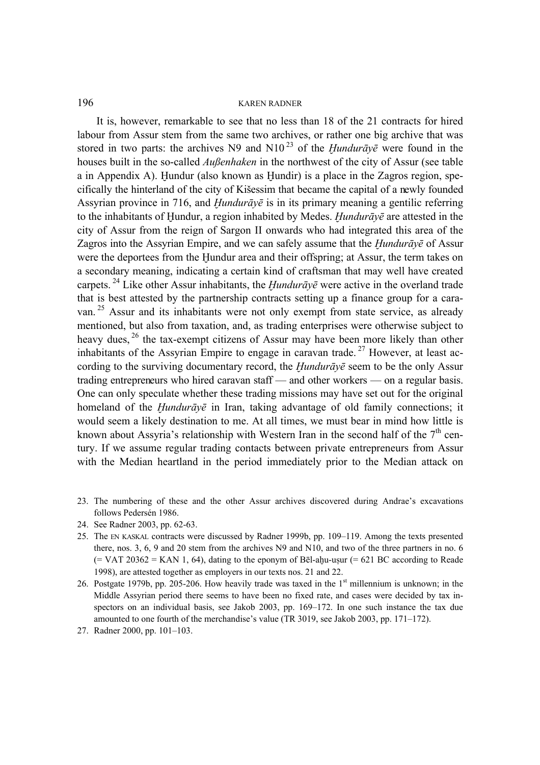It is, however, remarkable to see that no less than 18 of the 21 contracts for hired labour from Assur stem from the same two archives, or rather one big archive that was stored in two parts: the archives N9 and N10 [23] of the *Ḫundurāyē* were found in the houses built in the so-called *Außenhaken* in the northwest of the city of Assur (see table a in Appendix A). Ḫundur (also known as Ḫundir) is a place in the Zagros region, specifically the hinterland of the city of Kišessim that became the capital of a newly founded Assyrian province in 716, and *Ḫundurāyē* is in its primary meaning a gentilic referring to the inhabitants of Ḫundur, a region inhabited by Medes. *Ḫundurāyē* are attested in the city of Assur from the reign of Sargon II onwards who had integrated this area of the Zagros into the Assyrian Empire, and we can safely assume that the *Ḫundurāyē* of Assur were the deportees from the Ḫundur area and their offspring; at Assur, the term takes on a secondary meaning, indicating a certain kind of craftsman that may well have created carpets. [24] Like other Assur inhabitants, the *Ḫundurāyē* were active in the overland trade that is best attested by the partnership contracts setting up a finance group for a caravan. [25] Assur and its inhabitants were not only exempt from state service, as already mentioned, but also from taxation, and, as trading enterprises were otherwise subject to heavy dues, [26] the tax-exempt citizens of Assur may have been more likely than other inhabitants of the Assyrian Empire to engage in caravan trade. [27] However, at least according to the surviving documentary record, the *Ḫundurāyē* seem to be the only Assur trading entrepreneurs who hired caravan staff — and other workers — on a regular basis. One can only speculate whether these trading missions may have set out for the original homeland of the *Ḫundurāyē* in Iran, taking advantage of old family connections; it would seem a likely destination to me. At all times, we must bear in mind how little is known about Assyria's relationship with Western Iran in the second half of the 7th century. If we assume regular trading contacts between private entrepreneurs from Assur with the Median heartland in the period immediately prior to the Median attack on

23. The numbering of these and the other Assur archives discovered during Andrae's excavations follows Pedersén 1986.
24. See Radner 2003, pp. 62-63.
25. The EN KASKAL contracts were discussed by Radner 1999b, pp. 109–119. Among the texts presented there, nos. 3, 6, 9 and 20 stem from the archives N9 and N10, and two of the three partners in no. 6 (= VAT 20362 = KAN 1, 64), dating to the eponym of Bēl-aḫu-uṣur (= 621 BC according to Reade 1998), are attested together as employers in our texts nos. 21 and 22.
26. Postgate 1979b, pp. 205-206. How heavily trade was taxed in the 1st millennium is unknown; in the Middle Assyrian period there seems to have been no fixed rate, and cases were decided by tax inspectors on an individual basis, see Jakob 2003, pp. 169–172. In one such instance the tax due amounted to one fourth of the merchandise's value (TR 3019, see Jakob 2003, pp. 171–172).
27. Radner 2000, pp. 101–103.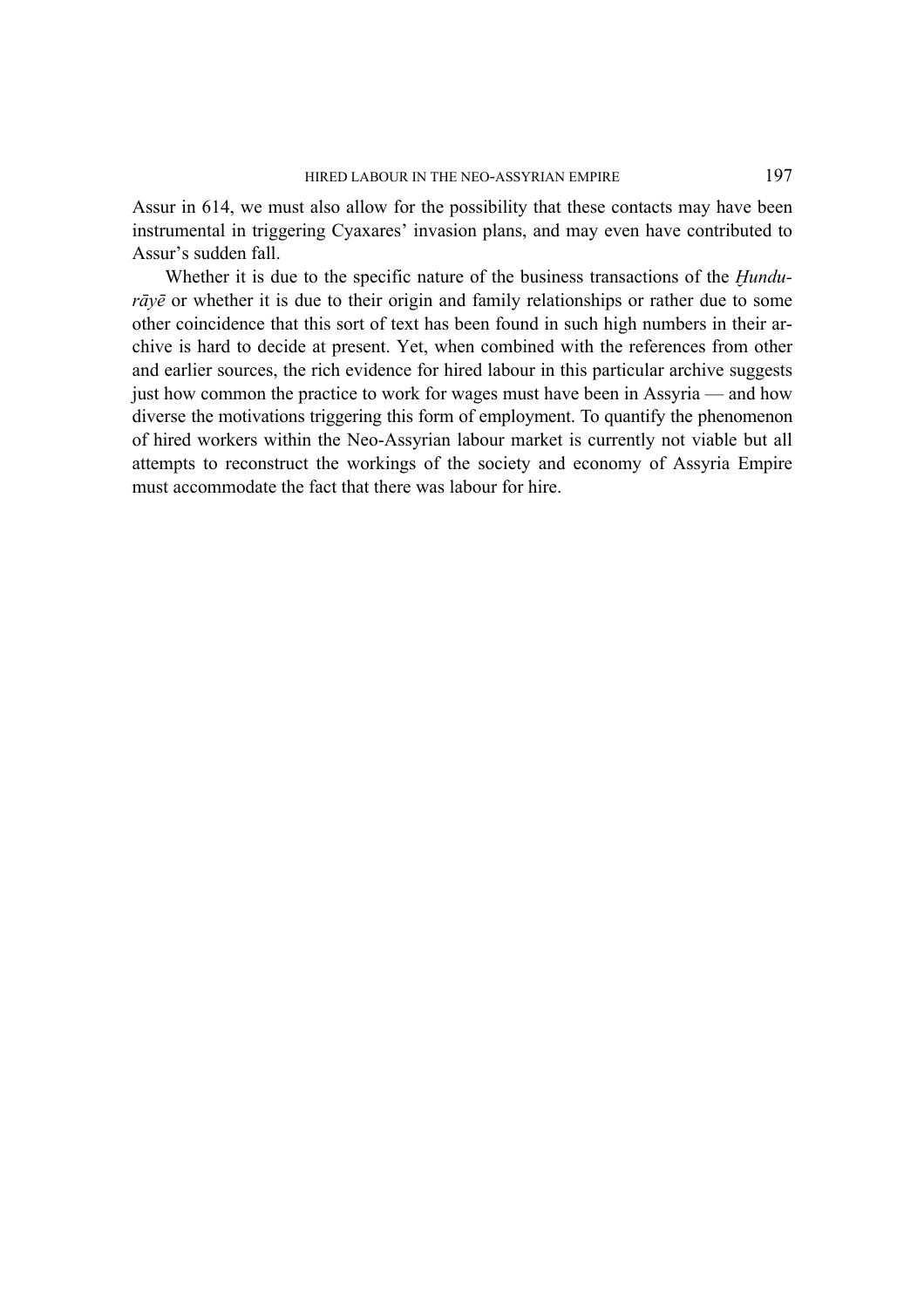Assur in 614, we must also allow for the possibility that these contacts may have been instrumental in triggering Cyaxares' invasion plans, and may even have contributed to Assur's sudden fall.

Whether it is due to the specific nature of the business transactions of the *Ḫundurāyē* or whether it is due to their origin and family relationships or rather due to some other coincidence that this sort of text has been found in such high numbers in their archive is hard to decide at present. Yet, when combined with the references from other and earlier sources, the rich evidence for hired labour in this particular archive suggests just how common the practice to work for wages must have been in Assyria — and how diverse the motivations triggering this form of employment. To quantify the phenomenon of hired workers within the Neo-Assyrian labour market is currently not viable but all attempts to reconstruct the workings of the society and economy of Assyria Empire must accommodate the fact that there was labour for hire.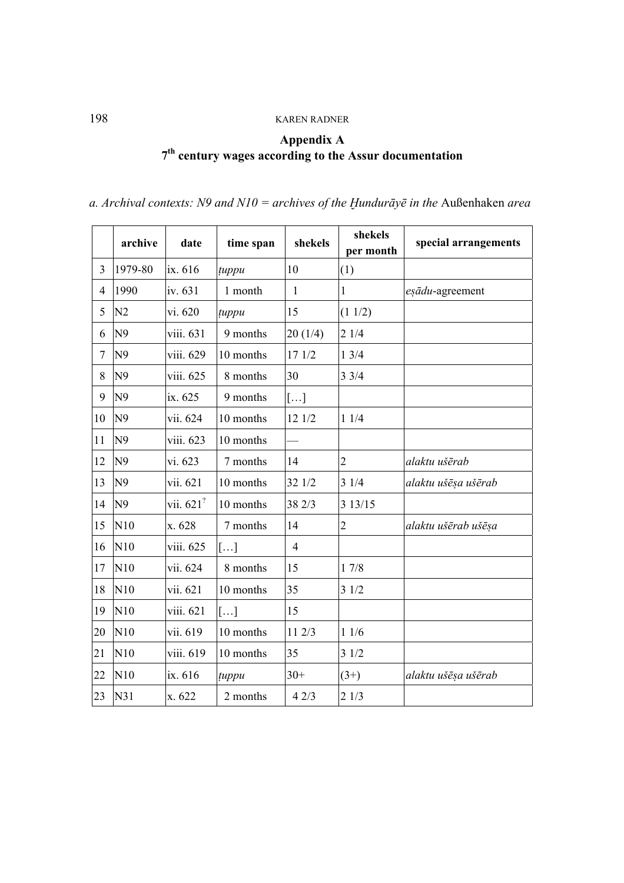## Appendix A
## 7th century wages according to the Assur documentation

*a. Archival contexts: N9 and N10 = archives of the Ḫundurāyē in the* Außenhaken *area*

| | archive | date | time span | shekels | shekels per month | special arrangements |
|---|---|---|---|---|---|---|
| 3 | 1979-80 | ix. 616 | *ṭuppu* | 10 | (1) | |
| 4 | 1990 | iv. 631 | 1 month | 1 | 1 | *eṣādu*-agreement |
| 5 | N2 | vi. 620 | *ṭuppu* | 15 | (1 1/2) | |
| 6 | N9 | viii. 631 | 9 months | 20 (1/4) | 2 1/4 | |
| 7 | N9 | viii. 629 | 10 months | 17 1/2 | 1 3/4 | |
| 8 | N9 | viii. 625 | 8 months | 30 | 3 3/4 | |
| 9 | N9 | ix. 625 | 9 months | […] | | |
| 10 | N9 | vii. 624 | 10 months | 12 1/2 | 1 1/4 | |
| 11 | N9 | viii. 623 | 10 months | — | | |
| 12 | N9 | vi. 623 | 7 months | 14 | 2 | *alaktu ušērab* |
| 13 | N9 | vii. 621 | 10 months | 32 1/2 | 3 1/4 | *alaktu ušēṣa ušērab* |
| 14 | N9 | vii. 621? | 10 months | 38 2/3 | 3 13/15 | |
| 15 | N10 | x. 628 | 7 months | 14 | 2 | *alaktu ušērab ušēṣa* |
| 16 | N10 | viii. 625 | […] | 4 | | |
| 17 | N10 | vii. 624 | 8 months | 15 | 1 7/8 | |
| 18 | N10 | vii. 621 | 10 months | 35 | 3 1/2 | |
| 19 | N10 | viii. 621 | […] | 15 | | |
| 20 | N10 | vii. 619 | 10 months | 11 2/3 | 1 1/6 | |
| 21 | N10 | viii. 619 | 10 months | 35 | 3 1/2 | |
| 22 | N10 | ix. 616 | *ṭuppu* | 30+ | (3+) | *alaktu ušēṣa ušērab* |
| 23 | N31 | x. 622 | 2 months | 4 2/3 | 2 1/3 | |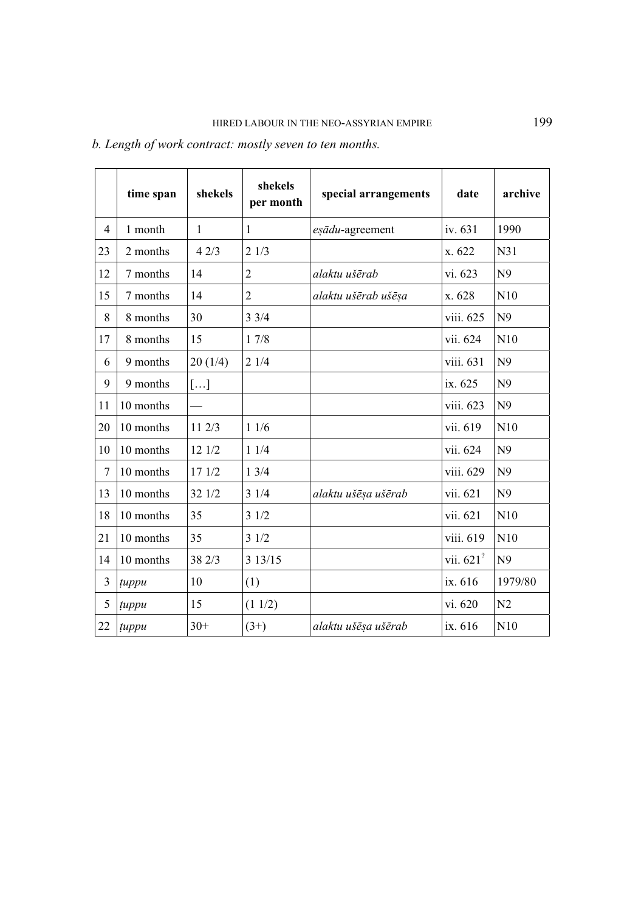*b. Length of work contract: mostly seven to ten months.*

| | time span | shekels | shekels per month | special arrangements | date | archive |
|---|---|---|---|---|---|---|
| 4 | 1 month | 1 | 1 | *eṣādu*-agreement | iv. 631 | 1990 |
| 23 | 2 months | 4 2/3 | 2 1/3 | | x. 622 | N31 |
| 12 | 7 months | 14 | 2 | *alaktu ušērab* | vi. 623 | N9 |
| 15 | 7 months | 14 | 2 | *alaktu ušērab ušēṣa* | x. 628 | N10 |
| 8 | 8 months | 30 | 3 3/4 | | viii. 625 | N9 |
| 17 | 8 months | 15 | 1 7/8 | | vii. 624 | N10 |
| 6 | 9 months | 20 (1/4) | 2 1/4 | | viii. 631 | N9 |
| 9 | 9 months | […] | | | ix. 625 | N9 |
| 11 | 10 months | — | | | viii. 623 | N9 |
| 20 | 10 months | 11 2/3 | 1 1/6 | | vii. 619 | N10 |
| 10 | 10 months | 12 1/2 | 1 1/4 | | vii. 624 | N9 |
| 7 | 10 months | 17 1/2 | 1 3/4 | | viii. 629 | N9 |
| 13 | 10 months | 32 1/2 | 3 1/4 | *alaktu ušēṣa ušērab* | vii. 621 | N9 |
| 18 | 10 months | 35 | 3 1/2 | | vii. 621 | N10 |
| 21 | 10 months | 35 | 3 1/2 | | viii. 619 | N10 |
| 14 | 10 months | 38 2/3 | 3 13/15 | | vii. 621? | N9 |
| 3 | *ṭuppu* | 10 | (1) | | ix. 616 | 1979/80 |
| 5 | *ṭuppu* | 15 | (1 1/2) | | vi. 620 | N2 |
| 22 | *ṭuppu* | 30+ | (3+) | *alaktu ušēṣa ušērab* | ix. 616 | N10 |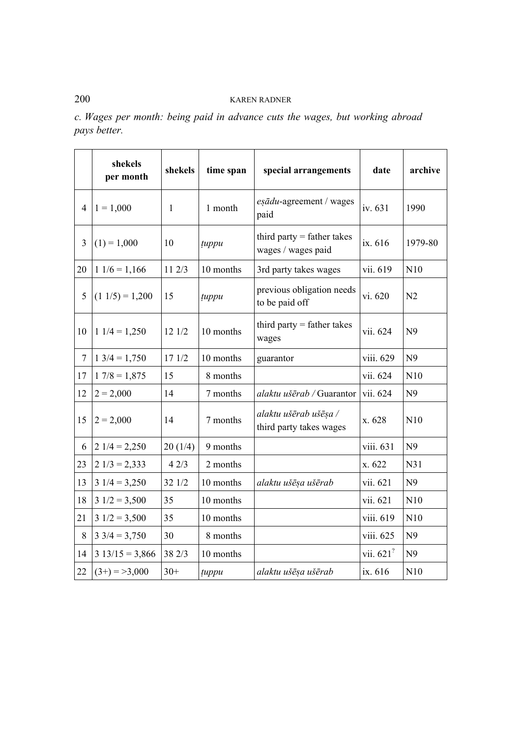*c. Wages per month: being paid in advance cuts the wages, but working abroad pays better.*

| | shekels per month | shekels | time span | special arrangements | date | archive |
|---|---|---|---|---|---|---|
| 4 | 1 = 1,000 | 1 | 1 month | *eṣādu*-agreement / wages paid | iv. 631 | 1990 |
| 3 | (1) = 1,000 | 10 | *ṭuppu* | third party = father takes wages / wages paid | ix. 616 | 1979-80 |
| 20 | 1 1/6 = 1,166 | 11 2/3 | 10 months | 3rd party takes wages | vii. 619 | N10 |
| 5 | (1 1/5) = 1,200 | 15 | *ṭuppu* | previous obligation needs to be paid off | vi. 620 | N2 |
| 10 | 1 1/4 = 1,250 | 12 1/2 | 10 months | third party = father takes wages | vii. 624 | N9 |
| 7 | 1 3/4 = 1,750 | 17 1/2 | 10 months | guarantor | viii. 629 | N9 |
| 17 | 1 7/8 = 1,875 | 15 | 8 months | | vii. 624 | N10 |
| 12 | 2 = 2,000 | 14 | 7 months | *alaktu ušērab /* Guarantor | vii. 624 | N9 |
| 15 | 2 = 2,000 | 14 | 7 months | *alaktu ušērab ušēṣa /* third party takes wages | x. 628 | N10 |
| 6 | 2 1/4 = 2,250 | 20 (1/4) | 9 months | | viii. 631 | N9 |
| 23 | 2 1/3 = 2,333 | 4 2/3 | 2 months | | x. 622 | N31 |
| 13 | 3 1/4 = 3,250 | 32 1/2 | 10 months | *alaktu ušēṣa ušērab* | vii. 621 | N9 |
| 18 | 3 1/2 = 3,500 | 35 | 10 months | | vii. 621 | N10 |
| 21 | 3 1/2 = 3,500 | 35 | 10 months | | viii. 619 | N10 |
| 8 | 3 3/4 = 3,750 | 30 | 8 months | | viii. 625 | N9 |
| 14 | 3 13/15 = 3,866 | 38 2/3 | 10 months | | vii. 621? | N9 |
| 22 | (3+) = >3,000 | 30+ | *ṭuppu* | *alaktu ušēṣa ušērab* | ix. 616 | N10 |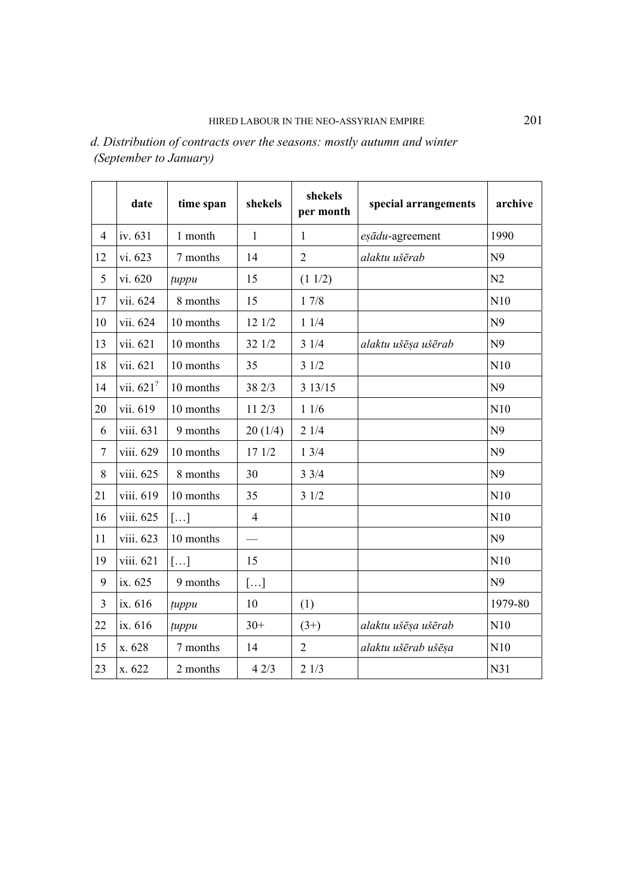*d. Distribution of contracts over the seasons: mostly autumn and winter (September to January)*

| | date | time span | shekels | shekels per month | special arrangements | archive |
|---|---|---|---|---|---|---|
| 4 | iv. 631 | 1 month | 1 | 1 | *eṣādu*-agreement | 1990 |
| 12 | vi. 623 | 7 months | 14 | 2 | *alaktu ušērab* | N9 |
| 5 | vi. 620 | *ṭuppu* | 15 | (1 1/2) | | N2 |
| 17 | vii. 624 | 8 months | 15 | 1 7/8 | | N10 |
| 10 | vii. 624 | 10 months | 12 1/2 | 1 1/4 | | N9 |
| 13 | vii. 621 | 10 months | 32 1/2 | 3 1/4 | *alaktu ušēṣa ušērab* | N9 |
| 18 | vii. 621 | 10 months | 35 | 3 1/2 | | N10 |
| 14 | vii. 621? | 10 months | 38 2/3 | 3 13/15 | | N9 |
| 20 | vii. 619 | 10 months | 11 2/3 | 1 1/6 | | N10 |
| 6 | viii. 631 | 9 months | 20 (1/4) | 2 1/4 | | N9 |
| 7 | viii. 629 | 10 months | 17 1/2 | 1 3/4 | | N9 |
| 8 | viii. 625 | 8 months | 30 | 3 3/4 | | N9 |
| 21 | viii. 619 | 10 months | 35 | 3 1/2 | | N10 |
| 16 | viii. 625 | […] | 4 | | | N10 |
| 11 | viii. 623 | 10 months | — | | | N9 |
| 19 | viii. 621 | […] | 15 | | | N10 |
| 9 | ix. 625 | 9 months | […] | | | N9 |
| 3 | ix. 616 | *ṭuppu* | 10 | (1) | | 1979-80 |
| 22 | ix. 616 | *ṭuppu* | 30+ | (3+) | *alaktu ušēṣa ušērab* | N10 |
| 15 | x. 628 | 7 months | 14 | 2 | *alaktu ušērab ušēṣa* | N10 |
| 23 | x. 622 | 2 months | 4 2/3 | 2 1/3 | | N31 |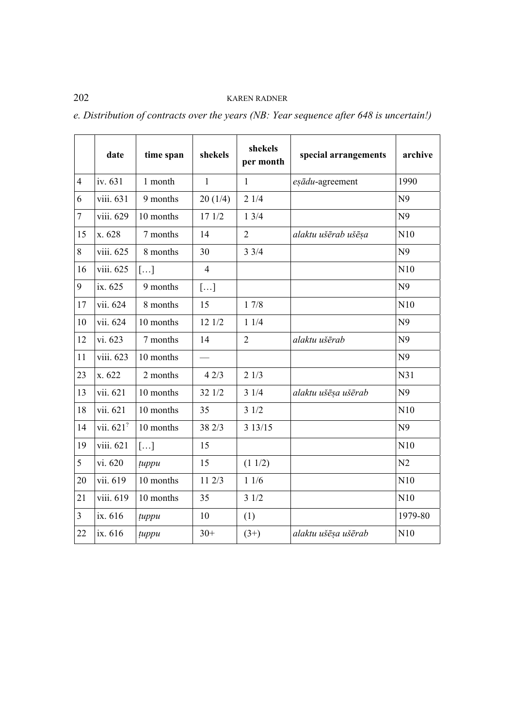*e. Distribution of contracts over the years (NB: Year sequence after 648 is uncertain!)*

| | date | time span | shekels | shekels per month | special arrangements | archive |
|---|---|---|---|---|---|---|
| 4 | iv. 631 | 1 month | 1 | 1 | *eṣādu*-agreement | 1990 |
| 6 | viii. 631 | 9 months | 20 (1/4) | 2 1/4 | | N9 |
| 7 | viii. 629 | 10 months | 17 1/2 | 1 3/4 | | N9 |
| 15 | x. 628 | 7 months | 14 | 2 | *alaktu ušērab ušēṣa* | N10 |
| 8 | viii. 625 | 8 months | 30 | 3 3/4 | | N9 |
| 16 | viii. 625 | […] | 4 | | | N10 |
| 9 | ix. 625 | 9 months | […] | | | N9 |
| 17 | vii. 624 | 8 months | 15 | 1 7/8 | | N10 |
| 10 | vii. 624 | 10 months | 12 1/2 | 1 1/4 | | N9 |
| 12 | vi. 623 | 7 months | 14 | 2 | *alaktu ušērab* | N9 |
| 11 | viii. 623 | 10 months | — | | | N9 |
| 23 | x. 622 | 2 months | 4 2/3 | 2 1/3 | | N31 |
| 13 | vii. 621 | 10 months | 32 1/2 | 3 1/4 | *alaktu ušēṣa ušērab* | N9 |
| 18 | vii. 621 | 10 months | 35 | 3 1/2 | | N10 |
| 14 | vii. 621? | 10 months | 38 2/3 | 3 13/15 | | N9 |
| 19 | viii. 621 | […] | 15 | | | N10 |
| 5 | vi. 620 | *ṭuppu* | 15 | (1 1/2) | | N2 |
| 20 | vii. 619 | 10 months | 11 2/3 | 1 1/6 | | N10 |
| 21 | viii. 619 | 10 months | 35 | 3 1/2 | | N10 |
| 3 | ix. 616 | *ṭuppu* | 10 | (1) | | 1979-80 |
| 22 | ix. 616 | *ṭuppu* | 30+ | (3+) | *alaktu ušēṣa ušērab* | N10 |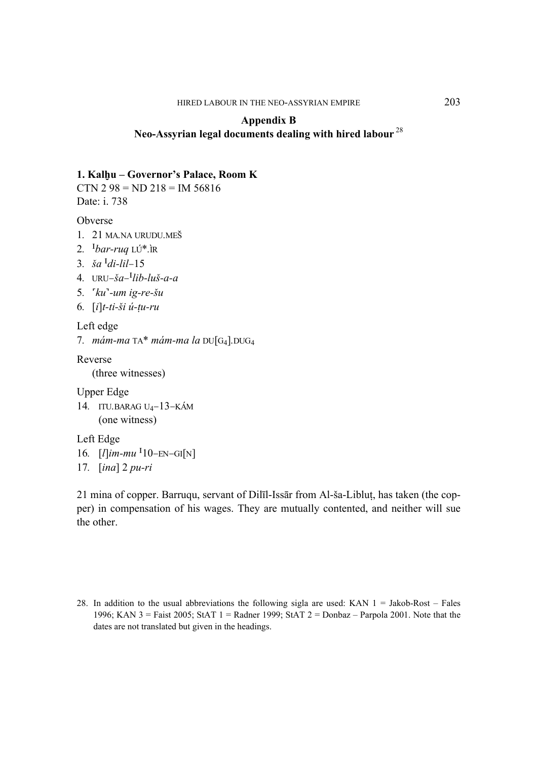## Appendix B
## Neo-Assyrian legal documents dealing with hired labour [28]

**1. Kalḫu – Governor's Palace, Room K**

CTN 2 98 = ND 218 = IM 56816

Date: i. 738

Obverse

1. 21 MA.NA URUDU.MEŠ
2. $^{I}$*bar-ruq* LÚ*.ÌR
3. *ša* $^{I}$*di-lil*–15
4. URU–*ša*–$^{I}$*lib-luš-a-a*
5. ⸢*ku*⸣*-um ig-re-šu*
6. [*i*]*t-ti-ši ú-ṭu-ru*

Left edge

7. *mám-ma* TA* *mám-ma la* DU[G₄].DUG₄

Reverse

(three witnesses)

Upper Edge

14. ITU.BARAG U₄–13–KÁM
    (one witness)

Left Edge

16. [*l*]*im-mu* $^{I}$10–EN–GI[N]
17. [*ina*] 2 *pu-ri*

21 mina of copper. Barruqu, servant of Dilīl-Issār from Al-ša-Libluṭ, has taken (the copper) in compensation of his wages. They are mutually contented, and neither will sue the other.

28. In addition to the usual abbreviations the following sigla are used: KAN 1 = Jakob-Rost – Fales 1996; KAN 3 = Faist 2005; StAT 1 = Radner 1999; StAT 2 = Donbaz – Parpola 2001. Note that the dates are not translated but given in the headings.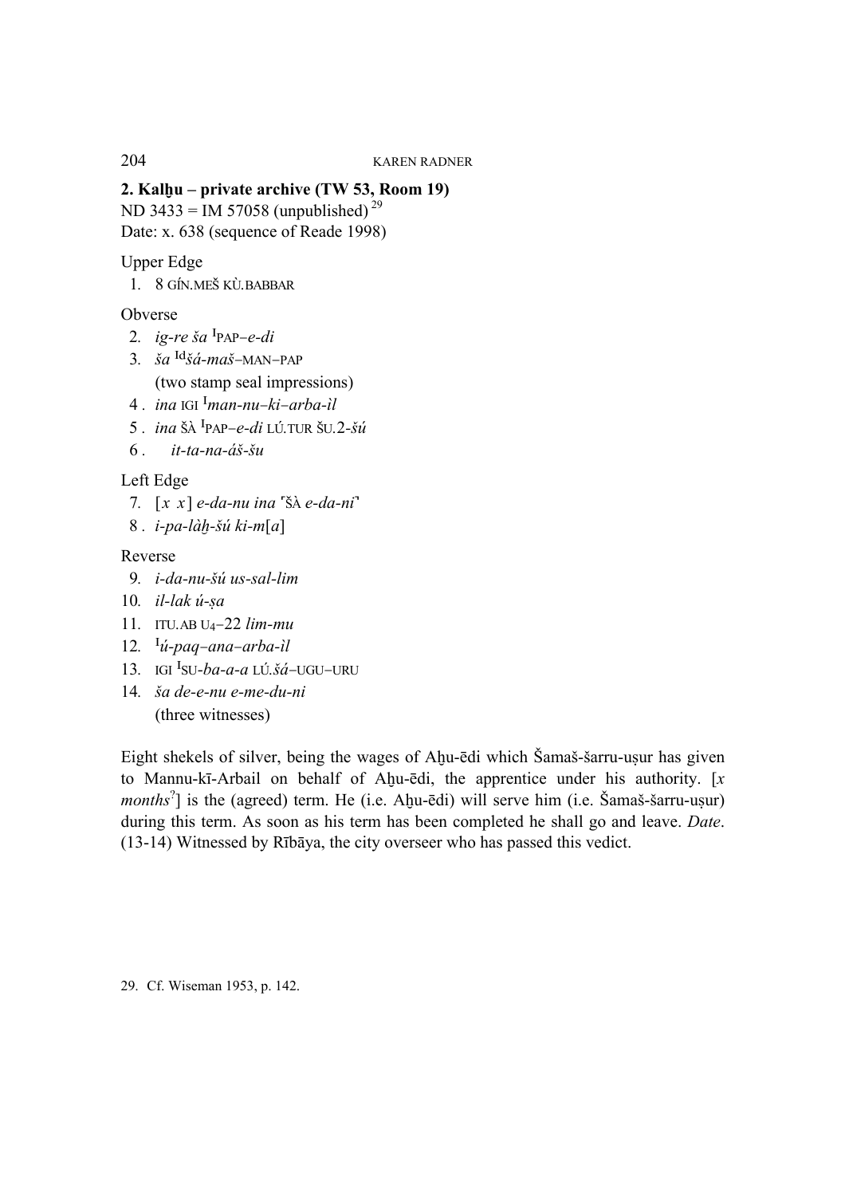**2. Kalḫu – private archive (TW 53, Room 19)**
ND 3433 = IM 57058 (unpublished) [29]
Date: x. 638 (sequence of Reade 1998)

Upper Edge

1. 8 GÍN.MEŠ KÙ.BABBAR

Obverse

2. *ig-re ša* ^I^PAP–*e-di*
3. *ša* ^Id^*šá-maš*–MAN–PAP
   (two stamp seal impressions)
4. *ina* IGI ^I^*man-nu–ki–arba-ìl*
5. *ina* ŠÀ ^I^PAP–*e-di* LÚ.TUR ŠU.2-*šú*
6. *it-ta-na-áš-šu*

Left Edge

7. [*x x*] *e-da-nu ina* ⸢ŠÀ *e-da-ni*⸣
8. *i-pa-làḫ-šú ki-m*[*a*]

Reverse

9. *i-da-nu-šú us-sal-lim*
10. *il-lak ú-ṣa*
11. ITU.AB U$_4$–22 *lim-mu*
12. ^I^*ú-paq–ana–arba-ìl*
13. IGI ^I^SU-*ba-a-a* LÚ.*šá*–UGU–URU
14. *ša de-e-nu e-me-du-ni*
    (three witnesses)

Eight shekels of silver, being the wages of Aḫu-ēdi which Šamaš-šarru-uṣur has given to Mannu-kī-Arbail on behalf of Aḫu-ēdi, the apprentice under his authority. [*x months*?] is the (agreed) term. He (i.e. Aḫu-ēdi) will serve him (i.e. Šamaš-šarru-uṣur) during this term. As soon as his term has been completed he shall go and leave. *Date*. (13-14) Witnessed by Rībāya, the city overseer who has passed this vedict.

29. Cf. Wiseman 1953, p. 142.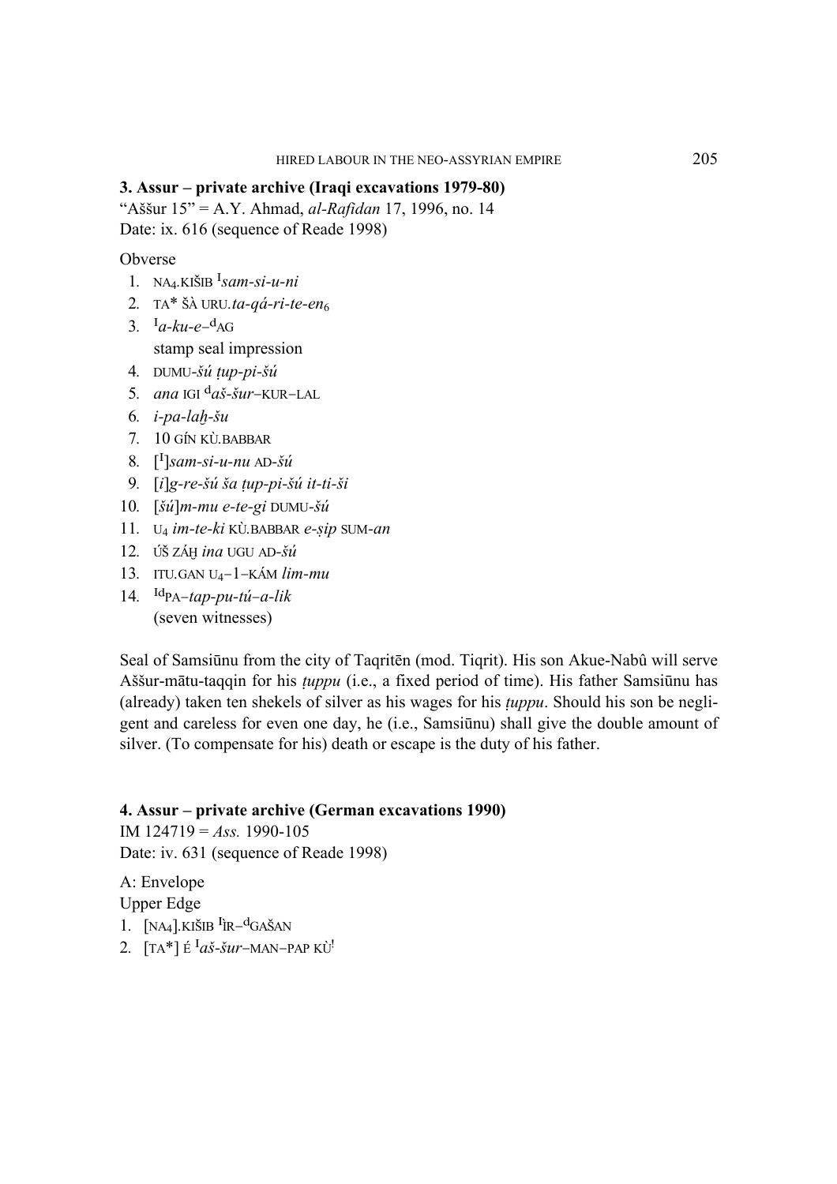**3. Assur – private archive (Iraqi excavations 1979-80)**

"Aššur 15" = A.Y. Ahmad, *al-Rafidan* 17, 1996, no. 14

Date: ix. 616 (sequence of Reade 1998)

Obverse

1. NA$_4$.KIŠIB $^{I}$*sam-si-u-ni*
2. TA* ŠÀ URU.*ta-qá-ri-te-en*$_6$
3. $^{I}$*a-ku-e*–$^{d}$AG
   stamp seal impression
4. DUMU-*šú ṭup-pi-šú*
5. *ana* IGI $^{d}$*aš-šur*–KUR–LAL
6. *i-pa-laḫ-šu*
7. 10 GÍN KÙ.BABBAR
8. [$^{I}$]*sam-si-u-nu* AD-*šú*
9. [*i*]*g-re-šú ša ṭup-pi-šú it-ti-ši*
10. [*šú*]*m-mu e-te-gi* DUMU-*šú*
11. U$_4$ *im-te-ki* KÙ.BABBAR *e-ṣip* SUM-*an*
12. ÚŠ ZÁḪ *ina* UGU AD-*šú*
13. ITU.GAN U$_4$–1–KÁM *lim-mu*
14. $^{Id}$PA–*tap-pu-tú–a-lik*
    (seven witnesses)

Seal of Samsiūnu from the city of Taqritēn (mod. Tiqrit). His son Akue-Nabû will serve Aššur-mātu-taqqin for his *ṭuppu* (i.e., a fixed period of time). His father Samsiūnu has (already) taken ten shekels of silver as his wages for his *ṭuppu*. Should his son be negligent and careless for even one day, he (i.e., Samsiūnu) shall give the double amount of silver. (To compensate for his) death or escape is the duty of his father.

**4. Assur – private archive (German excavations 1990)**

IM 124719 = *Ass.* 1990-105

Date: iv. 631 (sequence of Reade 1998)

A: Envelope

Upper Edge

1. [NA$_4$].KIŠIB $^{I}$ÌR–$^{d}$GAŠAN
2. [TA*] É $^{I}$*aš-šur*–MAN–PAP KÙ$^{!}$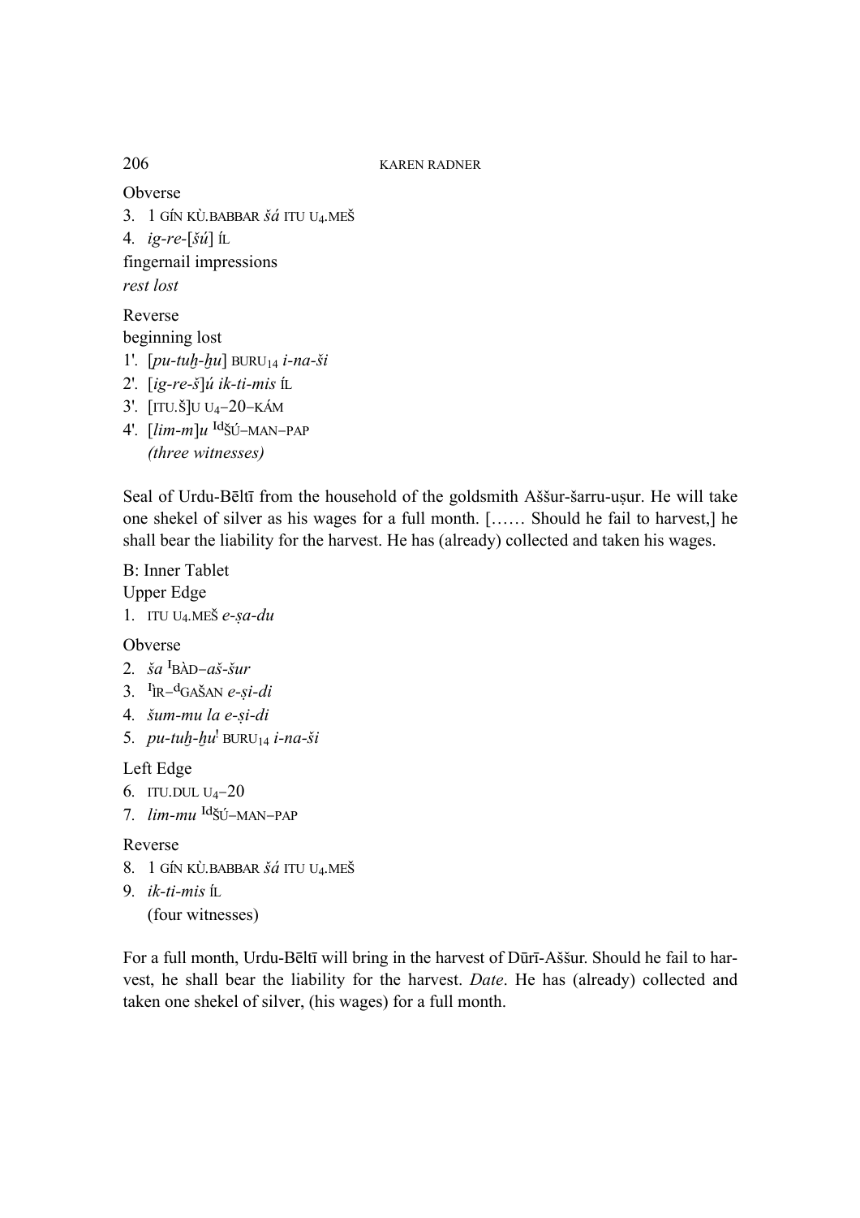Obverse

3. 1 GÍN KÙ.BABBAR *šá* ITU U$_4$.MEŠ
4. *ig-re-*[*šú*] ÍL

fingernail impressions

*rest lost*

Reverse

beginning lost

1'. [*pu-tuḫ-ḫu*] BURU$_{14}$ *i-na-ši*
2'. [*ig-re-š*]*ú ik-ti-mis* ÍL
3'. [ITU.Š]U U$_4$–20–KÁM
4'. [*lim-m*]*u* $^{\text{Id}}$ŠÚ–MAN–PAP
   *(three witnesses)*

Seal of Urdu-Bēltī from the household of the goldsmith Aššur-šarru-uṣur. He will take one shekel of silver as his wages for a full month. […… Should he fail to harvest,] he shall bear the liability for the harvest. He has (already) collected and taken his wages.

B: Inner Tablet

Upper Edge

1. ITU U$_4$.MEŠ *e-ṣa-du*

Obverse

2. *ša* $^{\text{I}}$BÀD–*aš-šur*
3. $^{\text{I}}$ÌR–$^{\text{d}}$GAŠAN *e-ṣi-di*
4. *šum-mu la e-ṣi-di*
5. *pu-tuḫ-ḫu*$^{!}$ BURU$_{14}$ *i-na-ši*

Left Edge

6. ITU.DUL U$_4$–20
7. *lim-mu* $^{\text{Id}}$ŠÚ–MAN–PAP

Reverse

8. 1 GÍN KÙ.BABBAR *šá* ITU U$_4$.MEŠ
9. *ik-ti-mis* ÍL
   (four witnesses)

For a full month, Urdu-Bēltī will bring in the harvest of Dūrī-Aššur. Should he fail to harvest, he shall bear the liability for the harvest. *Date*. He has (already) collected and taken one shekel of silver, (his wages) for a full month.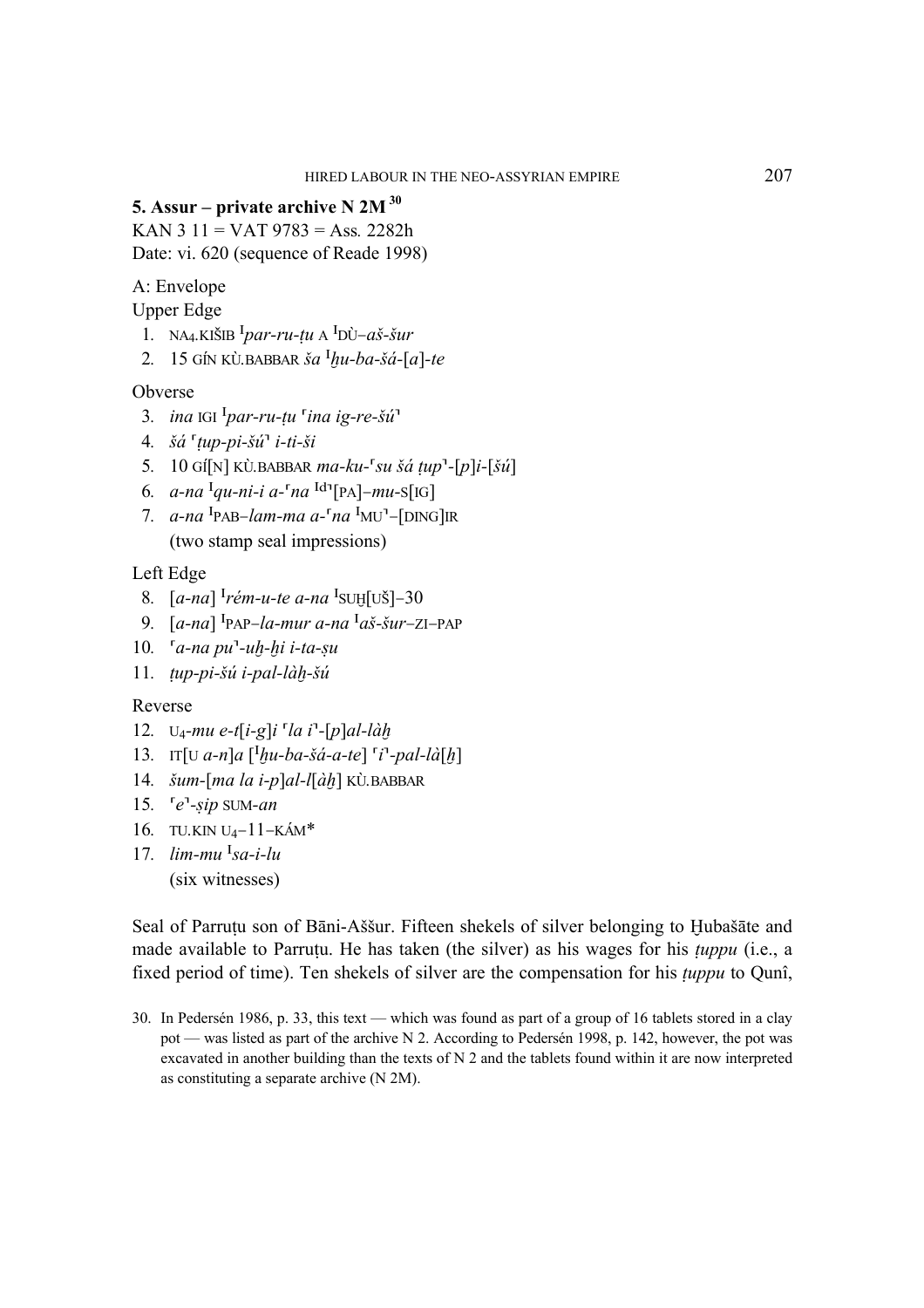**5. Assur – private archive N 2M** [30]

KAN 3 11 = VAT 9783 = Ass. 2282h

Date: vi. 620 (sequence of Reade 1998)

A: Envelope

Upper Edge

1. NA4.KIŠIB ᴵ*par-ru-ṭu* A ᴵDÙ–*aš-šur*
2. 15 GÍN KÙ.BABBAR *ša* ᴵ*ḫu-ba-šá-*[*a*]*-te*

Obverse

3. *ina* IGI ᴵ*par-ru-ṭu* ⌜*ina ig-re-šú*⌝
4. *šá* ⌜*ṭup-pi-šú*⌝ *i-ti-ši*
5. 10 GÍ[N] KÙ.BABBAR *ma-ku-*⌜*su šá ṭup*⌝*-*[*p*]*i-*[*šú*]
6. *a-na* ᴵ*qu-ni-i a-*⌜*na* ᴵᵈ⌝[PA]*–mu-*S[IG]
7. *a-na* ᴵPAB–*lam-ma a-*⌜*na* ᴵMU⌝–[DING]IR

   (two stamp seal impressions)

Left Edge

8. [*a-na*] ᴵ*rém-u-te a-na* ᴵSUḪ[UŠ]–30
9. [*a-na*] ᴵPAP–*la-mur a-na* ᴵ*aš-šur*–ZI–PAP
10. ⌜*a-na pu*⌝*-uḫ-ḫi i-ta-ṣu*
11. *ṭup-pi-šú i-pal-làḫ-šú*

Reverse

12. U4-*mu e-t*[*i-g*]*i* ⌜*la i*⌝*-*[*p*]*al-làḫ*
13. IT[U *a-n*]*a* [ᴵ*ḫu-ba-šá-a-te*] ⌜*i*⌝*-pal-là*[*ḫ*]
14. *šum-*[*ma la i-p*]*al-l*[*àḫ*] KÙ.BABBAR
15. ⌜*e*⌝*-ṣip* SUM-*an*
16. TU.KIN U4–11–KÁM*
17. *lim-mu* ᴵ*sa-i-lu*

    (six witnesses)

Seal of Parruṭu son of Bāni-Aššur. Fifteen shekels of silver belonging to Ḫubašāte and made available to Parruṭu. He has taken (the silver) as his wages for his *ṭuppu* (i.e., a fixed period of time). Ten shekels of silver are the compensation for his *ṭuppu* to Qunî,

30. In Pedersén 1986, p. 33, this text — which was found as part of a group of 16 tablets stored in a clay pot — was listed as part of the archive N 2. According to Pedersén 1998, p. 142, however, the pot was excavated in another building than the texts of N 2 and the tablets found within it are now interpreted as constituting a separate archive (N 2M).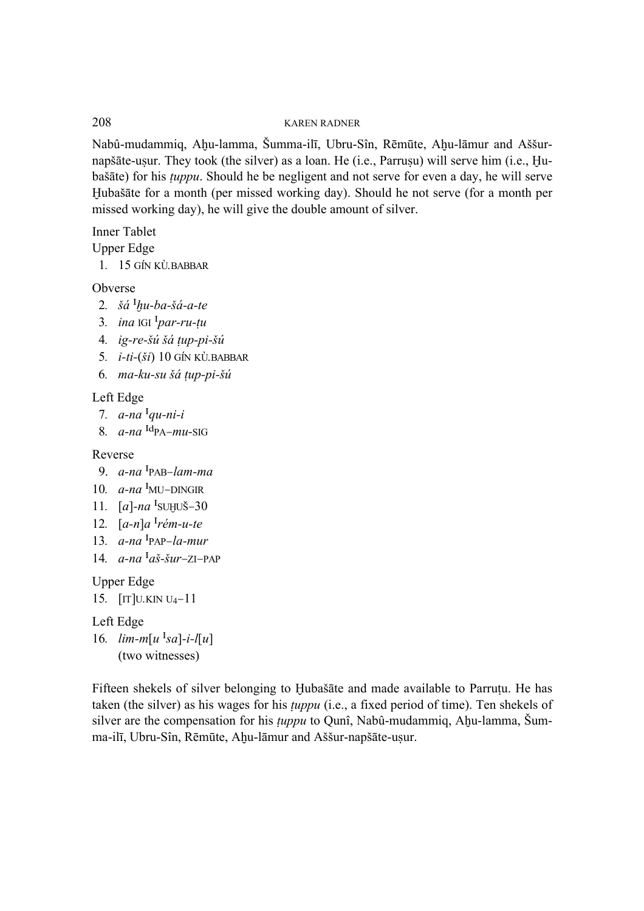Nabû-mudammiq, Aḫu-lamma, Šumma-ilī, Ubru-Sîn, Rēmūte, Aḫu-lāmur and Aššur-napšāte-uṣur. They took (the silver) as a loan. He (i.e., Parruṣu) will serve him (i.e., Ḫubašāte) for his *ṭuppu*. Should he be negligent and not serve for even a day, he will serve Ḫubašāte for a month (per missed working day). Should he not serve (for a month per missed working day), he will give the double amount of silver.

Inner Tablet

Upper Edge

1. 15 GÍN KÙ.BABBAR

Obverse

2. *šá* [I]*ḫu-ba-šá-a-te*
3. *ina* IGI [I]*par-ru-ṭu*
4. *ig-re-šú šá ṭup-pi-šú*
5. *i-ti-*(*ši*) 10 GÍN KÙ.BABBAR
6. *ma-ku-su šá ṭup-pi-šú*

Left Edge

7. *a-na* [I]*qu-ni-i*
8. *a-na* [Id]PA–*mu*-SIG

Reverse

9. *a-na* [I]PAB–*lam-ma*
10. *a-na* [I]MU–DINGIR
11. [*a*]-*na* [I]SUḪUŠ–30
12. [*a-n*]*a* [I]*rém-u-te*
13. *a-na* [I]PAP–*la-mur*
14. *a-na* [I]*aš-šur*–ZI–PAP

Upper Edge

15. [IT]U.KIN U4–11

Left Edge

16. *lim-m*[*u* [I]*sa*]-*i-l*[*u*]
 (two witnesses)

Fifteen shekels of silver belonging to Ḫubašāte and made available to Parruṭu. He has taken (the silver) as his wages for his *ṭuppu* (i.e., a fixed period of time). Ten shekels of silver are the compensation for his *ṭuppu* to Qunî, Nabû-mudammiq, Aḫu-lamma, Šumma-ilī, Ubru-Sîn, Rēmūte, Aḫu-lāmur and Aššur-napšāte-uṣur.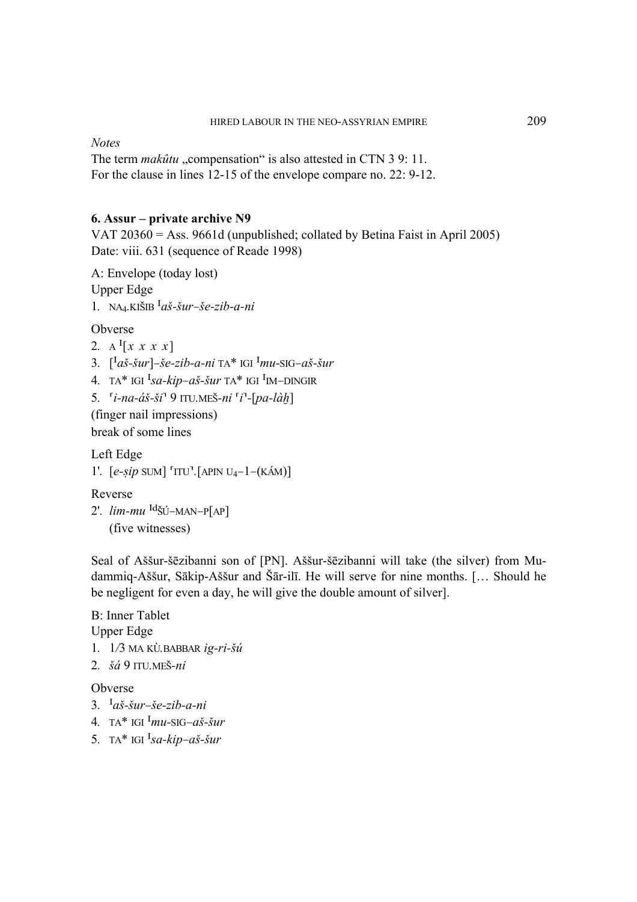*Notes*

The term *makûtu* „compensation" is also attested in CTN 3 9: 11.
For the clause in lines 12-15 of the envelope compare no. 22: 9-12.

### 6. Assur – private archive N9

VAT 20360 = Ass. 9661d (unpublished; collated by Betina Faist in April 2005)
Date: viii. 631 (sequence of Reade 1998)

A: Envelope (today lost)
Upper Edge

1. NA4.KIŠIB Iaš-šur–še-zib-a-ni

Obverse

2. A I[x x x x]
3. [Iaš-šur]–še-zib-a-ni TA* IGI Imu-SIG–aš-šur
4. TA* IGI Isa-kip–aš-šur TA* IGI IIM–DINGIR
5. ⸢i-na-áš-ši⸣ 9 ITU.MEŠ-ni ⸢i⸣-[pa-làḫ]

(finger nail impressions)
break of some lines

Left Edge

1'. [e-ṣip SUM] ⸢ITU⸣.[APIN U4–1–(KÁM)]

Reverse

2'. lim-mu IdŠÚ–MAN–P[AP]
(five witnesses)

Seal of Aššur-šēzibanni son of [PN]. Aššur-šēzibanni will take (the silver) from Mudammiq-Aššur, Sākip-Aššur and Šār-ilī. He will serve for nine months. [… Should he be negligent for even a day, he will give the double amount of silver].

B: Inner Tablet
Upper Edge

1. 1/3 MA KÙ.BABBAR *ig-ri-šú*
2. *šá* 9 ITU.MEŠ-*ni*

Obverse

3. Iaš-šur–še-zib-a-ni
4. TA* IGI Imu-SIG–aš-šur
5. TA* IGI Isa-kip–aš-šur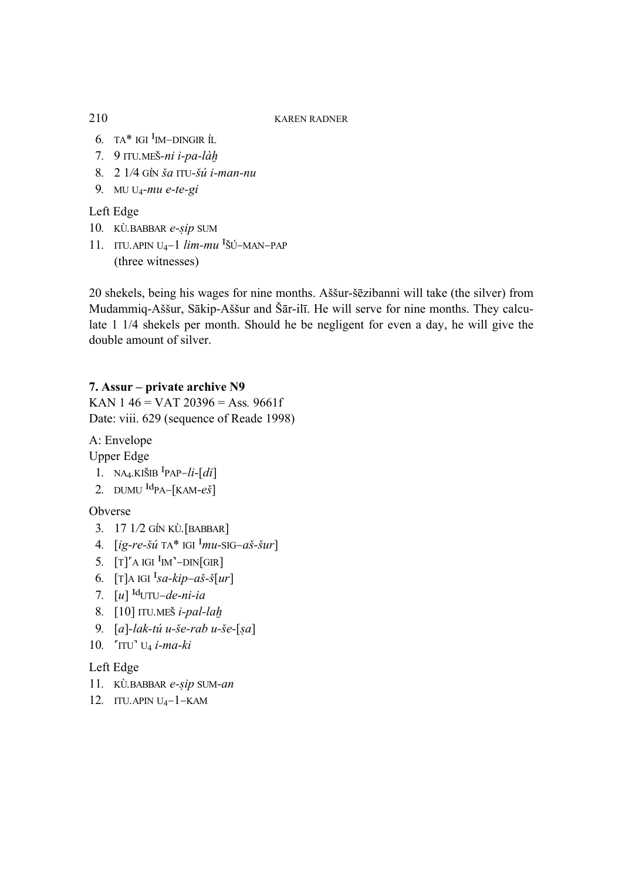6. TA* IGI ᴵIM–DINGIR ÍL
7. 9 ITU.MEŠ-*ni i-pa-làḫ*
8. 2 1/4 GÍN *ša* ITU-*šú i-man-nu*
9. MU U$_4$-*mu e-te-gi*

Left Edge

10. KÙ.BABBAR *e-ṣip* SUM
11. ITU.APIN U$_4$–1 *lim-mu* ᴵŠÚ–MAN–PAP
    (three witnesses)

20 shekels, being his wages for nine months. Aššur-šēzibanni will take (the silver) from Mudammiq-Aššur, Sākip-Aššur and Šār-ilī. He will serve for nine months. They calculate 1 1/4 shekels per month. Should he be negligent for even a day, he will give the double amount of silver.

**7. Assur – private archive N9**

KAN 1 46 = VAT 20396 = Ass. 9661f
Date: viii. 629 (sequence of Reade 1998)

A: Envelope
Upper Edge

1. NA$_4$.KIŠIB ᴵPAP–*li*-[*di*]
2. DUMU ᴵᵈPA–[KAM-*eš*]

Obverse

3. 17 1/2 GÍN KÙ.[BABBAR]
4. [*ig-re-šú* TA* IGI ᴵ*mu*-SIG–*aš-šur*]
5. [T]⌜A IGI ᴵIM⌝–DIN[GIR]
6. [T]A IGI ᴵ*sa-kip–aš-š*[*ur*]
7. [*u*] ᴵᵈUTU–*de-ni-ia*
8. [10] ITU.MEŠ *i-pal-laḫ*
9. [*a*]-*lak-tú u-še-rab u-še*-[*ṣa*]
10. ⌜ITU⌝ U$_4$ *i-ma-ki*

Left Edge

11. KÙ.BABBAR *e-ṣip* SUM-*an*
12. ITU.APIN U$_4$–1–KAM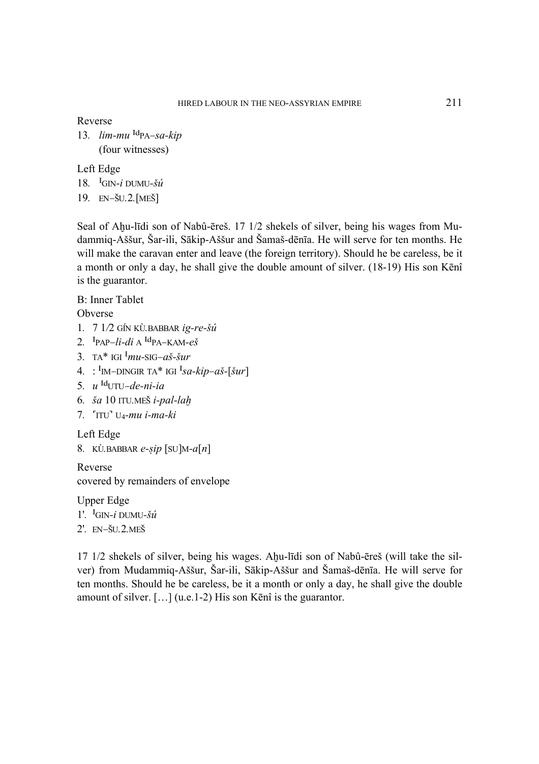Reverse

13. *lim-mu* $^{Id}$PA–*sa-kip*
    (four witnesses)

Left Edge

18. $^{I}$GIN-*i* DUMU-*šú*
19. EN–ŠU.2.[MEŠ]

Seal of Aḫu-līdi son of Nabû-ēreš. 17 1/2 shekels of silver, being his wages from Mudammiq-Aššur, Šar-ili, Sākip-Aššur and Šamaš-dēnīa. He will serve for ten months. He will make the caravan enter and leave (the foreign territory). Should he be careless, be it a month or only a day, he shall give the double amount of silver. (18-19) His son Kēnî is the guarantor.

B: Inner Tablet

Obverse

1. 7 1⁄2 GÍN KÙ.BABBAR *ig-re-šú*
2. $^{I}$PAP–*li-di* A $^{Id}$PA–KAM-*eš*
3. TA* IGI $^{I}$*mu*-SIG–*aš-šur*
4. : $^{I}$IM–DINGIR TA* IGI $^{I}$*sa-kip–aš*-[*šur*]
5. *u* $^{Id}$UTU–*de-ni-ia*
6. *ša* 10 ITU.MEŠ *i-pal-laḫ*
7. ⸢ITU⸣ U$_{4}$-*mu i-ma-ki*

Left Edge

8. KÙ.BABBAR *e-ṣip* [SU]M-*a*[*n*]

Reverse

covered by remainders of envelope

Upper Edge

1'. $^{I}$GIN-*i* DUMU-*šú*
2'. EN–ŠU.2.MEŠ

17 1/2 shekels of silver, being his wages. Aḫu-līdi son of Nabû-ēreš (will take the silver) from Mudammiq-Aššur, Šar-ili, Sākip-Aššur and Šamaš-dēnīa. He will serve for ten months. Should he be careless, be it a month or only a day, he shall give the double amount of silver. […] (u.e.1-2) His son Kēnî is the guarantor.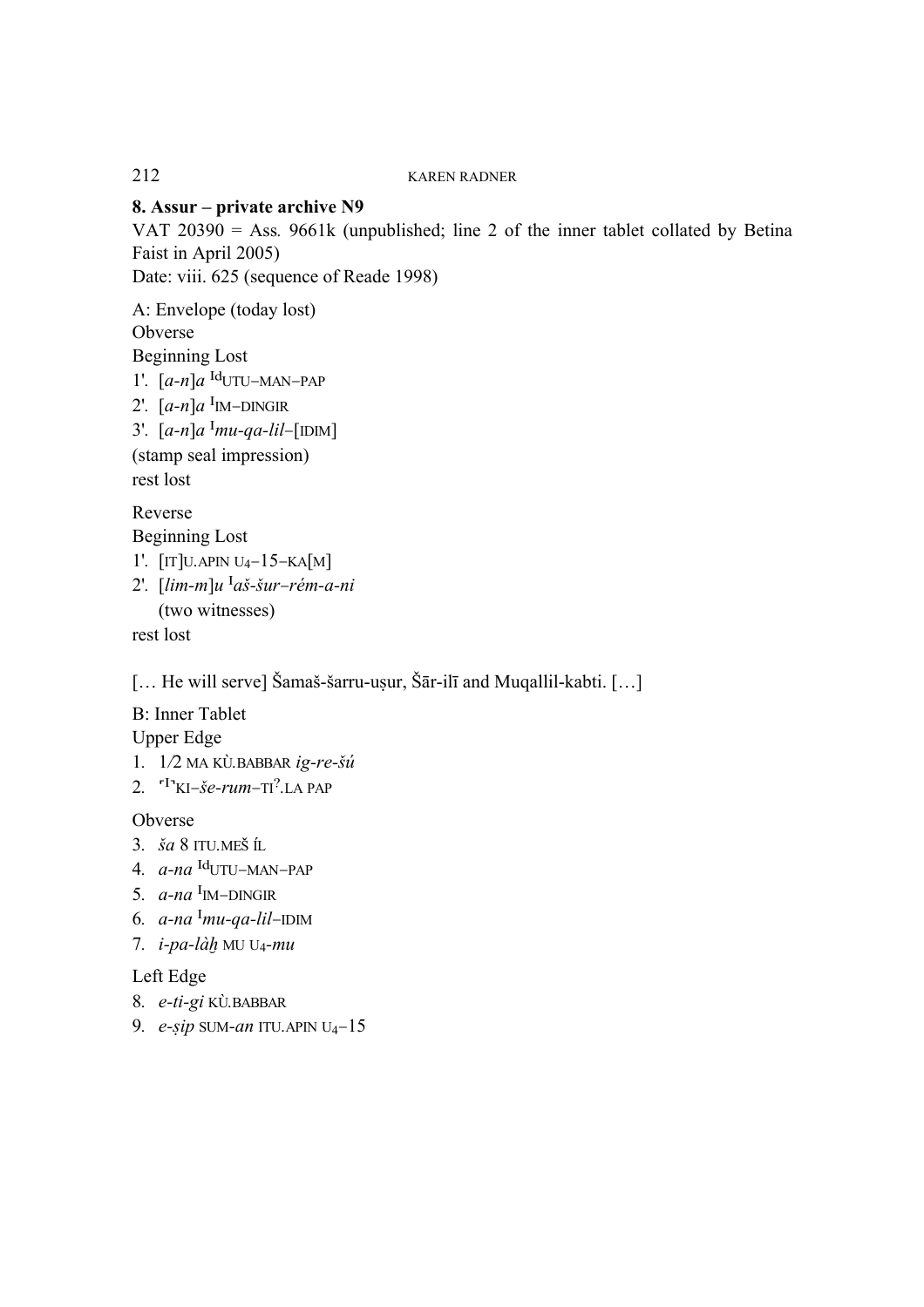**8. Assur – private archive N9**

VAT 20390 = Ass. 9661k (unpublished; line 2 of the inner tablet collated by Betina Faist in April 2005)

Date: viii. 625 (sequence of Reade 1998)

A: Envelope (today lost)

Obverse

Beginning Lost

1'. [*a-n*]*a* <sup>Id</sup>UTU–MAN–PAP

2'. [*a-n*]*a* <sup>I</sup>IM–DINGIR

3'. [*a-n*]*a* <sup>I</sup>*mu-qa-lil*–[IDIM]

(stamp seal impression)

rest lost

Reverse

Beginning Lost

1'. [IT]U.APIN U$_4$–15–KA[M]

2'. [*lim-m*]*u* <sup>I</sup>*aš-šur*–*rém-a-ni*

(two witnesses)

rest lost

[… He will serve] Šamaš-šarru-uṣur, Šār-ilī and Muqallil-kabti. […]

B: Inner Tablet

Upper Edge

1. 1/2 MA KÙ.BABBAR *ig-re-šú*
2. ⸢I⸣KI–*še-rum*–TI$^?$.LA PAP

Obverse

3. *ša* 8 ITU.MEŠ ÍL
4. *a-na* <sup>Id</sup>UTU–MAN–PAP
5. *a-na* <sup>I</sup>IM–DINGIR
6. *a-na* <sup>I</sup>*mu-qa-lil*–IDIM
7. *i-pa-làḫ* MU U$_4$-*mu*

Left Edge

8. *e-ti-gi* KÙ.BABBAR
9. *e-ṣip* SUM-*an* ITU.APIN U$_4$–15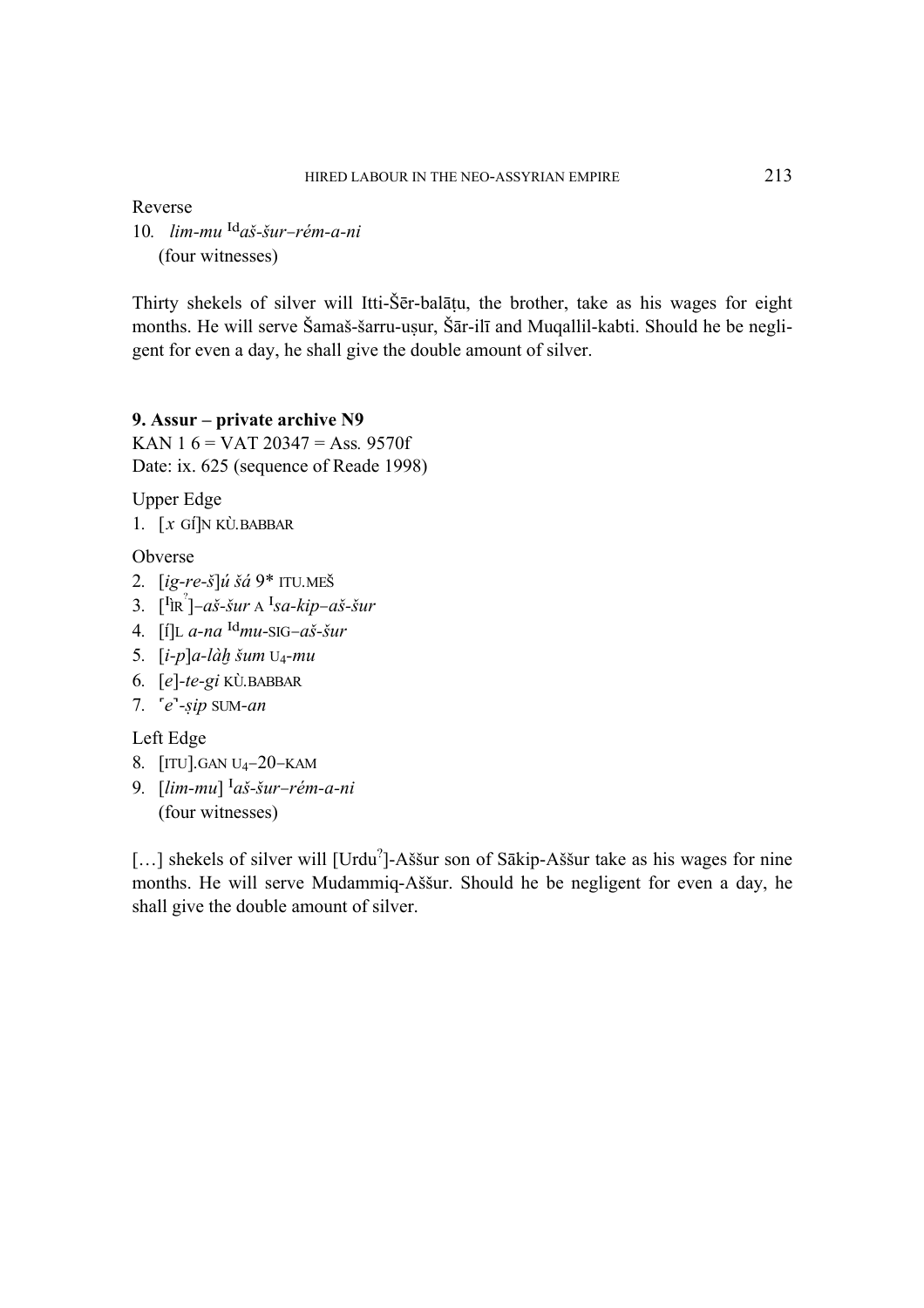Reverse

10. *lim-mu* $^{Id}$*aš-šur–rém-a-ni*
    (four witnesses)

Thirty shekels of silver will Itti-Šēr-balāṭu, the brother, take as his wages for eight months. He will serve Šamaš-šarru-uṣur, Šār-ilī and Muqallil-kabti. Should he be negligent for even a day, he shall give the double amount of silver.

**9. Assur – private archive N9**
KAN 1 6 = VAT 20347 = Ass. 9570f
Date: ix. 625 (sequence of Reade 1998)

Upper Edge

1. [*x* GÍ]N KÙ.BABBAR

Obverse

2. [*ig-re-š*]*ú šá* 9* ITU.MEŠ
3. [$^{I}$IR$^{?}$]–*aš-šur* A $^{I}$*sa-kip–aš-šur*
4. [Í]L *a-na* $^{Id}$*mu*-SIG–*aš-šur*
5. [*i-p*]*a-làḫ šum* $U_4$-*mu*
6. [*e*]-*te-gi* KÙ.BABBAR
7. ⸢*e*⸣-*ṣip* SUM-*an*

Left Edge

8. [ITU].GAN $U_4$–20–KAM
9. [*lim-mu*] $^{I}$*aš-šur–rém-a-ni*
   (four witnesses)

[…] shekels of silver will [Urdu$^{?}$]-Aššur son of Sākip-Aššur take as his wages for nine months. He will serve Mudammiq-Aššur. Should he be negligent for even a day, he shall give the double amount of silver.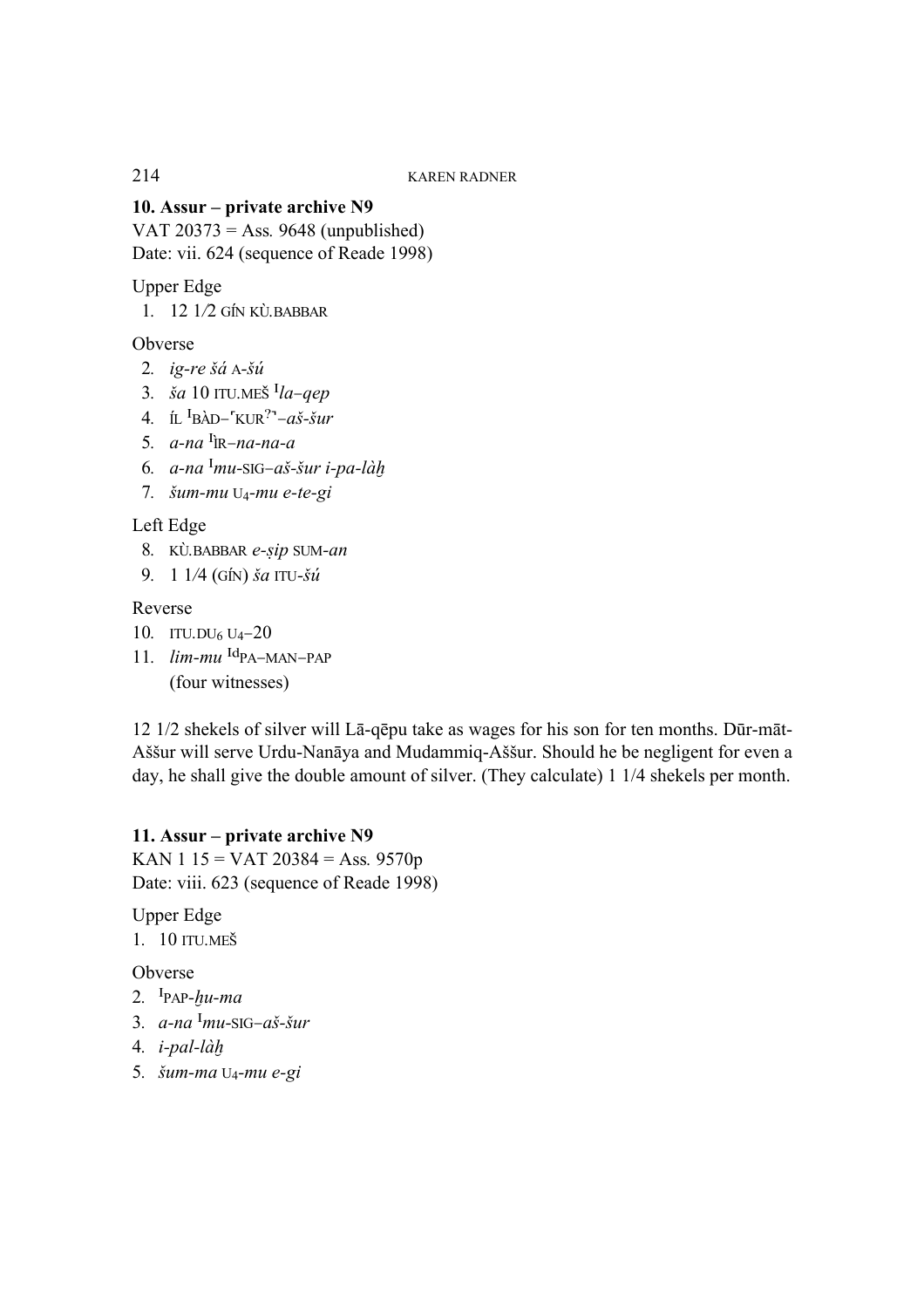**10. Assur – private archive N9**
VAT 20373 = Ass. 9648 (unpublished)
Date: vii. 624 (sequence of Reade 1998)

Upper Edge

1. 12 1/2 GÍN KÙ.BABBAR

Obverse

2. *ig-re šá* A-*šú*
3. *ša* 10 ITU.MEŠ $^{I}$*la–qep*
4. ÍL $^{I}$BÀD–⌜KUR?⌝–*aš-šur*
5. *a-na* $^{I}$ÌR–*na-na-a*
6. *a-na* $^{I}$*mu*-SIG–*aš-šur i-pa-làḫ*
7. *šum-mu* $U_4$-*mu e-te-gi*

Left Edge

8. KÙ.BABBAR *e-ṣip* SUM-*an*
9. 1 1/4 (GÍN) *ša* ITU-*šú*

Reverse

10. ITU.$DU_6$ $U_4$–20
11. *lim-mu* $^{Id}$PA–MAN–PAP
    (four witnesses)

12 1/2 shekels of silver will Lā-qēpu take as wages for his son for ten months. Dūr-māt-Aššur will serve Urdu-Nanāya and Mudammiq-Aššur. Should he be negligent for even a day, he shall give the double amount of silver. (They calculate) 1 1/4 shekels per month.

**11. Assur – private archive N9**
KAN 1 15 = VAT 20384 = Ass. 9570p
Date: viii. 623 (sequence of Reade 1998)

Upper Edge

1. 10 ITU.MEŠ

Obverse

2. $^{I}$PAP-*ḫu-ma*
3. *a-na* $^{I}$*mu*-SIG–*aš-šur*
4. *i-pal-làḫ*
5. *šum-ma* $U_4$-*mu e-gi*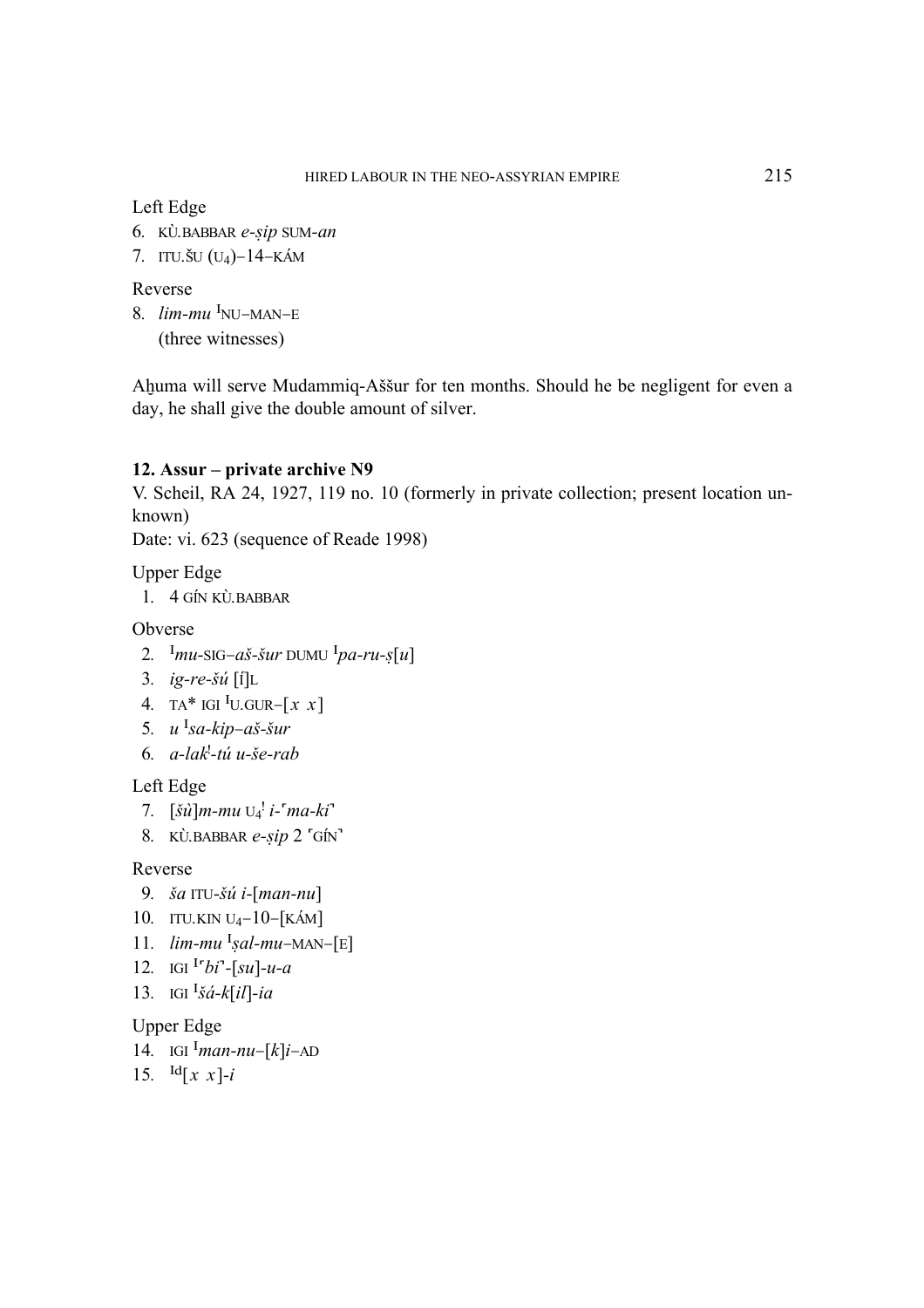Left Edge

6. KÙ.BABBAR *e-ṣip* SUM-*an*
7. ITU.ŠU ($U_4$)–14–KÁM

Reverse

8. *lim-mu* [I]NU–MAN–E
   (three witnesses)

Aḫuma will serve Mudammiq-Aššur for ten months. Should he be negligent for even a day, he shall give the double amount of silver.

## 12. Assur – private archive N9

V. Scheil, RA 24, 1927, 119 no. 10 (formerly in private collection; present location unknown)

Date: vi. 623 (sequence of Reade 1998)

Upper Edge

1. 4 GÍN KÙ.BABBAR

Obverse

2. [I]*mu*-SIG–*aš-šur* DUMU [I]*pa-ru-ṣ*[*u*]
3. *ig-re-šú* [Í]L
4. TA* IGI [I]U.GUR–[*x x*]
5. *u* [I]*sa-kip*–*aš-šur*
6. *a-lak*[!]-*tú u-še-rab*

Left Edge

7. [*šù*]*m-mu* $U_4$[!] *i-*⌜*ma-ki*⌝
8. KÙ.BABBAR *e-ṣip* 2 ⌜GÍN⌝

Reverse

9. *ša* ITU-*šú i-*[*man-nu*]
10. ITU.KIN $U_4$–10–[KÁM]
11. *lim-mu* [I]*ṣal-mu*–MAN–[E]
12. IGI [I]⌜*bi*⌝-[*su*]-*u-a*
13. IGI [I]*šá-k*[*il*]-*ia*

Upper Edge

14. IGI [I]*man-nu*–[*k*]*i*–AD
15. [Id][*x x*]-*i*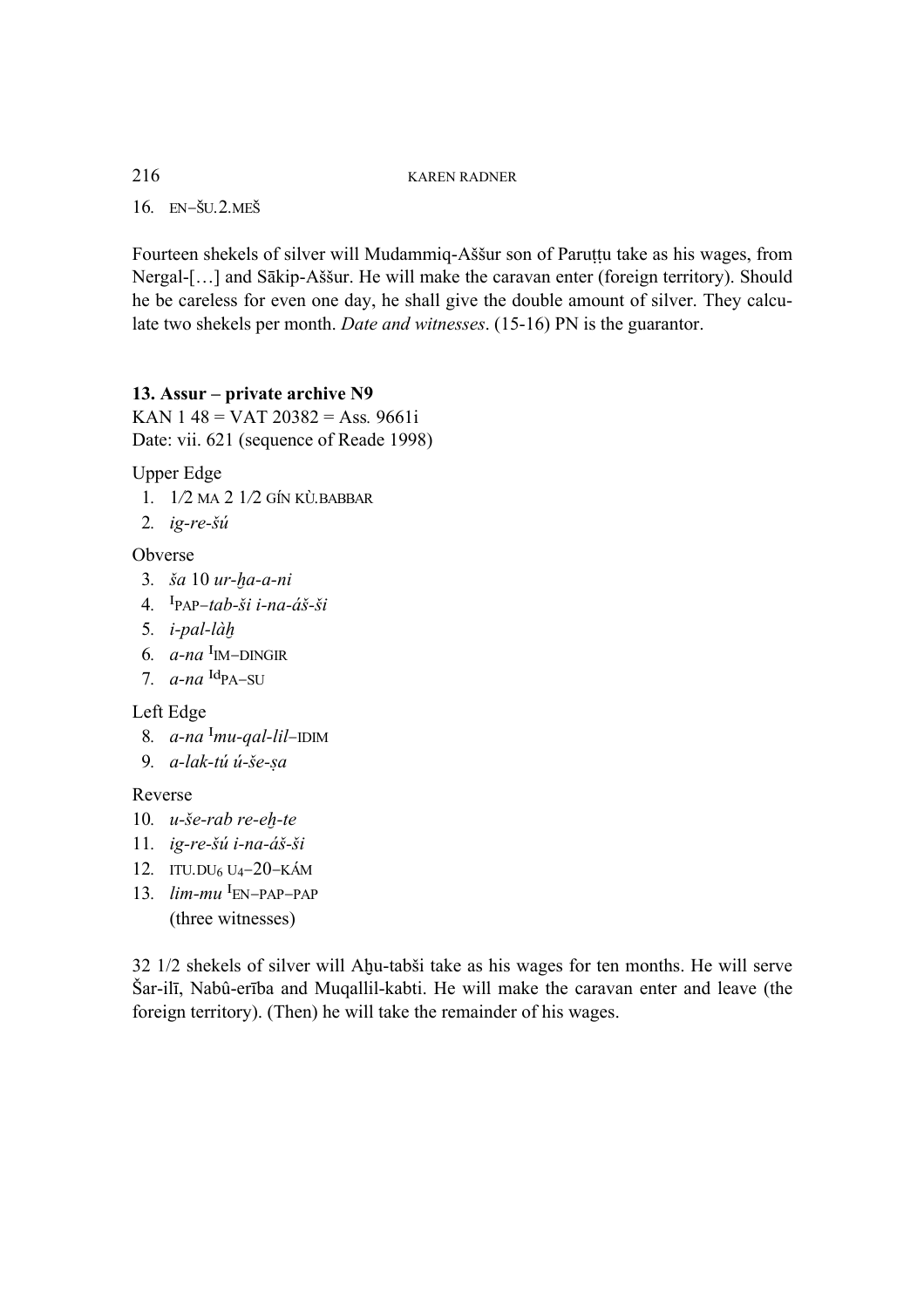16. EN–ŠU.2.MEŠ

Fourteen shekels of silver will Mudammiq-Aššur son of Paruṭṭu take as his wages, from Nergal-[…] and Sākip-Aššur. He will make the caravan enter (foreign territory). Should he be careless for even one day, he shall give the double amount of silver. They calculate two shekels per month. *Date and witnesses*. (15-16) PN is the guarantor.

**13. Assur – private archive N9**

KAN 1 48 = VAT 20382 = Ass. 9661i
Date: vii. 621 (sequence of Reade 1998)

Upper Edge

1. 1/2 MA 2 1/2 GÍN KÙ.BABBAR
2. *ig-re-šú*

Obverse

3. *ša* 10 *ur-ḫa-a-ni*
4. ^I^PAP–*tab-ši i-na-áš-ši*
5. *i-pal-làḫ*
6. *a-na* ^I^IM–DINGIR
7. *a-na* ^Id^PA–SU

Left Edge

8. *a-na* ^I^*mu-qal-lil*–IDIM
9. *a-lak-tú ú-še-ṣa*

Reverse

10. *u-še-rab re-eḫ-te*
11. *ig-re-šú i-na-áš-ši*
12. ITU.DU$_6$ U$_4$–20–KÁM
13. *lim-mu* ^I^EN–PAP–PAP
    (three witnesses)

32 1/2 shekels of silver will Aḫu-tabši take as his wages for ten months. He will serve Šar-ilī, Nabû-erība and Muqallil-kabti. He will make the caravan enter and leave (the foreign territory). (Then) he will take the remainder of his wages.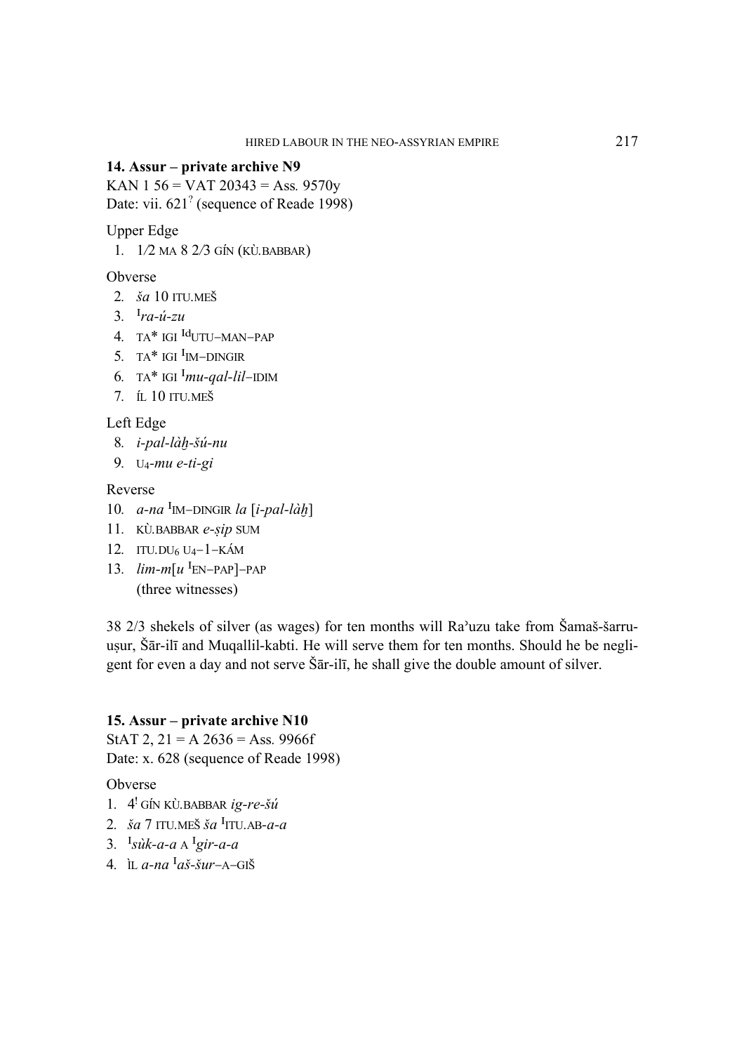**14. Assur – private archive N9**

KAN 1 56 = VAT 20343 = Ass. 9570y

Date: vii. 621[?] (sequence of Reade 1998)

Upper Edge

1. 1⁄2 MA 8 2⁄3 GÍN (KÙ.BABBAR)

Obverse

2. *ša* 10 ITU.MEŠ
3. [I]*ra-ú-zu*
4. TA* IGI [Id]UTU–MAN–PAP
5. TA* IGI [I]IM–DINGIR
6. TA* IGI [I]*mu-qal-lil*–IDIM
7. ÍL 10 ITU.MEŠ

Left Edge

8. *i-pal-làḫ-šú-nu*
9. U4-*mu e-ti-gi*

Reverse

10. *a-na* [I]IM–DINGIR *la* [*i-pal-làḫ*]
11. KÙ.BABBAR *e-ṣip* SUM
12. ITU.DU6 U4–1–KÁM
13. *lim-m*[*u* [I]EN–PAP]–PAP

    (three witnesses)

38 2/3 shekels of silver (as wages) for ten months will Raʾuzu take from Šamaš-šarru-uṣur, Šār-ilī and Muqallil-kabti. He will serve them for ten months. Should he be negligent for even a day and not serve Šār-ilī, he shall give the double amount of silver.

**15. Assur – private archive N10**

StAT 2, 21 = A 2636 = Ass. 9966f

Date: x. 628 (sequence of Reade 1998)

Obverse

1. 4[!] GÍN KÙ.BABBAR *ig-re-šú*
2. *ša* 7 ITU.MEŠ *ša* [I]ITU.AB-*a-a*
3. [I]*sùk-a-a* A [I]*gir-a-a*
4. ÌL *a-na* [I]*aš-šur*–A–GIŠ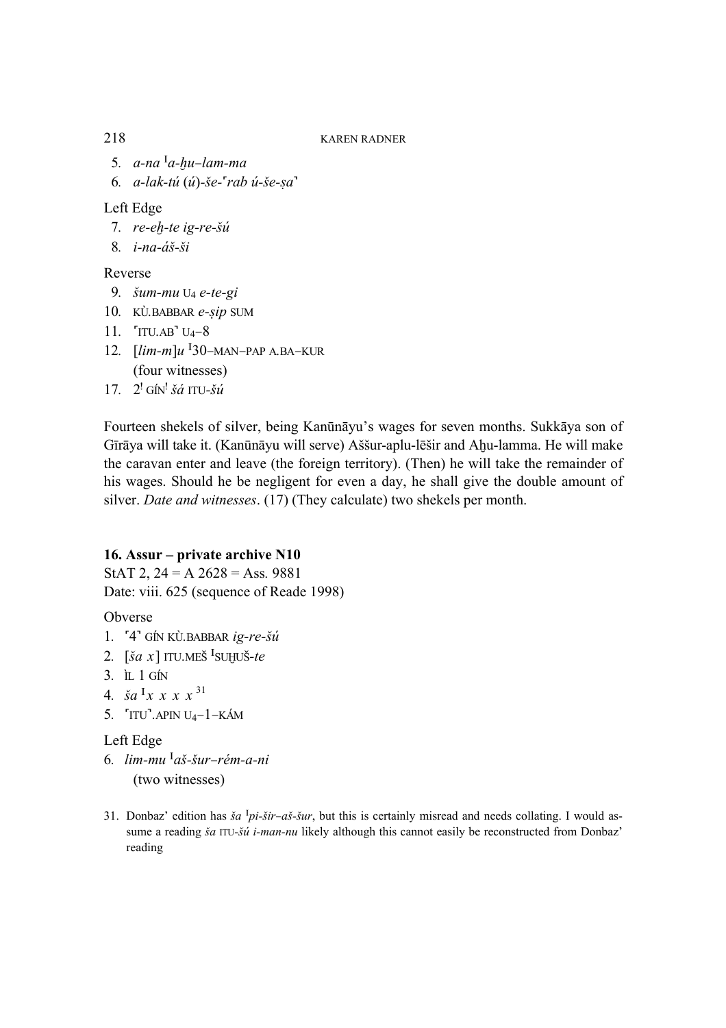5. *a-na* ᴵ*a-ḫu–lam-ma*
6. *a-lak-tú* (*ú*)-*še-*⸢*rab ú-še-ṣa*⸣

Left Edge

7. *re-eḫ-te ig-re-šú*
8. *i-na-áš-ši*

Reverse

9. *šum-mu* U₄ *e-te-gi*
10. KÙ.BABBAR *e-ṣip* SUM
11. ⸢ITU.AB⸣ U₄–8
12. [*lim-m*]*u* ᴵ30–MAN–PAP A.BA–KUR
    (four witnesses)
17. 2ᴵ GÍNᴵ *šá* ITU-*šú*

Fourteen shekels of silver, being Kanūnāyu's wages for seven months. Sukkāya son of Gīrāya will take it. (Kanūnāyu will serve) Aššur-aplu-lēšir and Aḫu-lamma. He will make the caravan enter and leave (the foreign territory). (Then) he will take the remainder of his wages. Should he be negligent for even a day, he shall give the double amount of silver. *Date and witnesses*. (17) (They calculate) two shekels per month.

**16. Assur – private archive N10**

StAT 2, 24 = A 2628 = Ass. 9881

Date: viii. 625 (sequence of Reade 1998)

Obverse

1. ⸢4⸣ GÍN KÙ.BABBAR *ig-re-šú*
2. [*ša x*] ITU.MEŠ ᴵSUḪUŠ-*te*
3. ÌL 1 GÍN
4. *ša* ᴵ*x x x x* [31]
5. ⸢ITU⸣.APIN U₄–1–KÁM

Left Edge

6. *lim-mu* ᴵ*aš-šur–rém-a-ni*
   (two witnesses)

31. Donbaz' edition has *ša* ᴵ*pi-šir–aš-šur*, but this is certainly misread and needs collating. I would assume a reading *ša* ITU-*šú i-man-nu* likely although this cannot easily be reconstructed from Donbaz' reading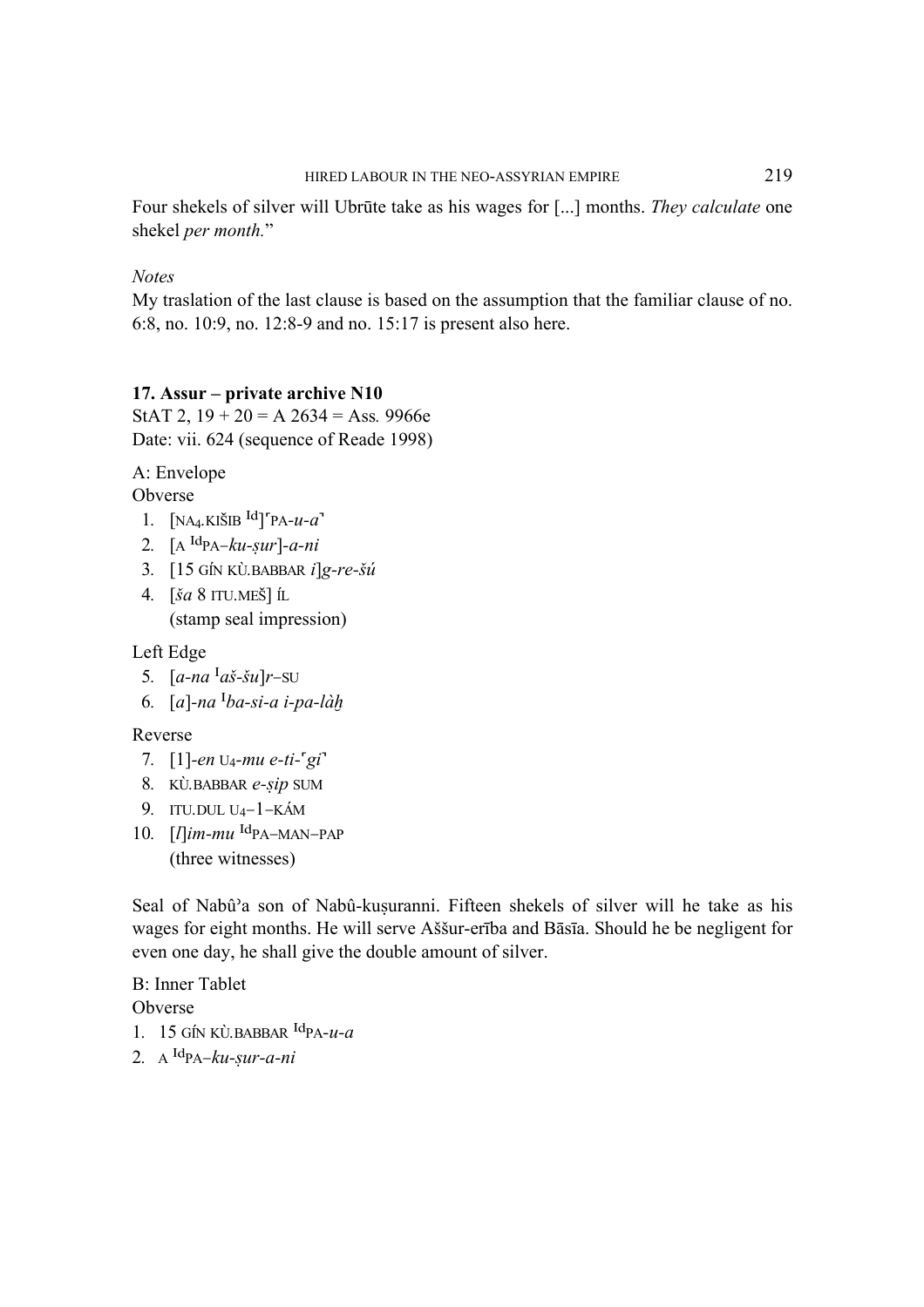Four shekels of silver will Ubrūte take as his wages for [...] months. *They calculate* one shekel *per month.*"

*Notes*

My traslation of the last clause is based on the assumption that the familiar clause of no. 6:8, no. 10:9, no. 12:8-9 and no. 15:17 is present also here.

**17. Assur – private archive N10**

StAT 2, 19 + 20 = A 2634 = Ass. 9966e

Date: vii. 624 (sequence of Reade 1998)

A: Envelope

Obverse

1. [NA$_4$.KIŠIB $^{\text{Id}}$]⸢PA-*u-a*⸣
2. [A $^{\text{Id}}$PA–*ku-ṣur*]-*a-ni*
3. [15 GÍN KÙ.BABBAR *i*]*g-re-šú*
4. [*ša* 8 ITU.MEŠ] ÍL
   (stamp seal impression)

Left Edge

5. [*a-na* $^{\text{I}}$*aš-šu*]*r*–SU
6. [*a*]-*na* $^{\text{I}}$*ba-si-a i-pa-làḫ*

Reverse

7. [1]-*en* U$_4$-*mu e-ti-*⸢*gi*⸣
8. KÙ.BABBAR *e-ṣip* SUM
9. ITU.DUL U$_4$–1–KÁM
10. [*l*]*im-mu* $^{\text{Id}}$PA–MAN–PAP
    (three witnesses)

Seal of Nabû'a son of Nabû-kuṣuranni. Fifteen shekels of silver will he take as his wages for eight months. He will serve Aššur-erība and Bāsīa. Should he be negligent for even one day, he shall give the double amount of silver.

B: Inner Tablet

Obverse

1. 15 GÍN KÙ.BABBAR $^{\text{Id}}$PA-*u-a*
2. A $^{\text{Id}}$PA–*ku-ṣur-a-ni*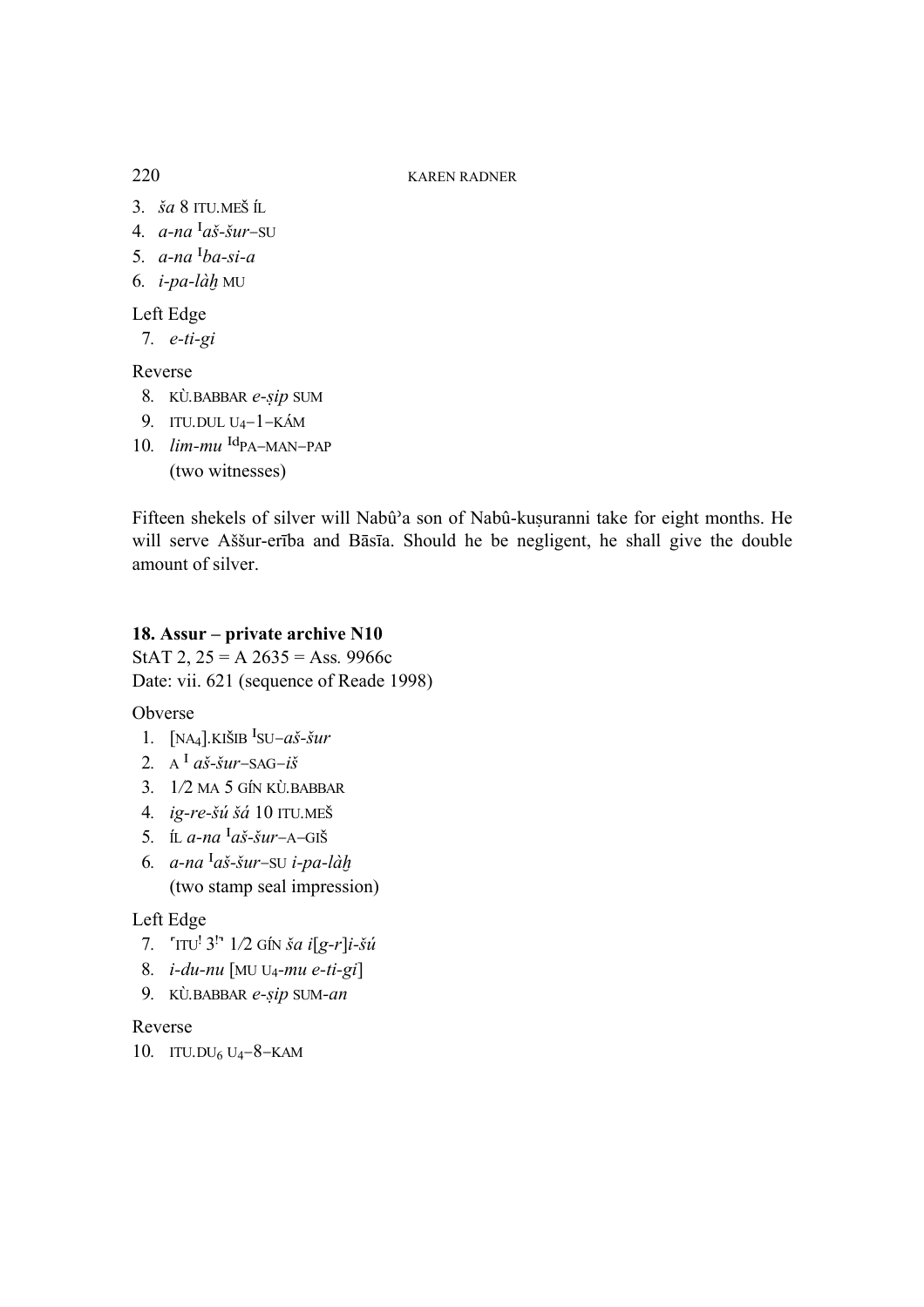3. *ša* 8 ITU.MEŠ ÍL
4. *a-na* ^I^*aš-šur*–SU
5. *a-na* ^I^*ba-si-a*
6. *i-pa-làḫ* MU

Left Edge

7. *e-ti-gi*

Reverse

8. KÙ.BABBAR *e-ṣip* SUM
9. ITU.DUL $U_4$–1–KÁM
10. *lim-mu* ^Id^PA–MAN–PAP
 (two witnesses)

Fifteen shekels of silver will Nabûʾa son of Nabû-kuṣuranni take for eight months. He will serve Aššur-erība and Bāsīa. Should he be negligent, he shall give the double amount of silver.

**18. Assur – private archive N10**

StAT 2, 25 = A 2635 = Ass. 9966c
Date: vii. 621 (sequence of Reade 1998)

Obverse

1. [$NA_4$].KIŠIB ^I^SU–*aš-šur*
2. A ^I^ *aš-šur*–SAG–*iš*
3. 1/2 MA 5 GÍN KÙ.BABBAR
4. *ig-re-šú šá* 10 ITU.MEŠ
5. ÍL *a-na* ^I^*aš-šur*–A–GIŠ
6. *a-na* ^I^*aš-šur*–SU *i-pa-làḫ*
 (two stamp seal impression)

Left Edge

7. ⸢ITU! 3!⸣ 1/2 GÍN *ša i*[*g-r*]*i-šú*
8. *i-du-nu* [MU $U_4$-*mu e-ti-gi*]
9. KÙ.BABBAR *e-ṣip* SUM-*an*

Reverse

10. ITU.$DU_6$ $U_4$–8–KAM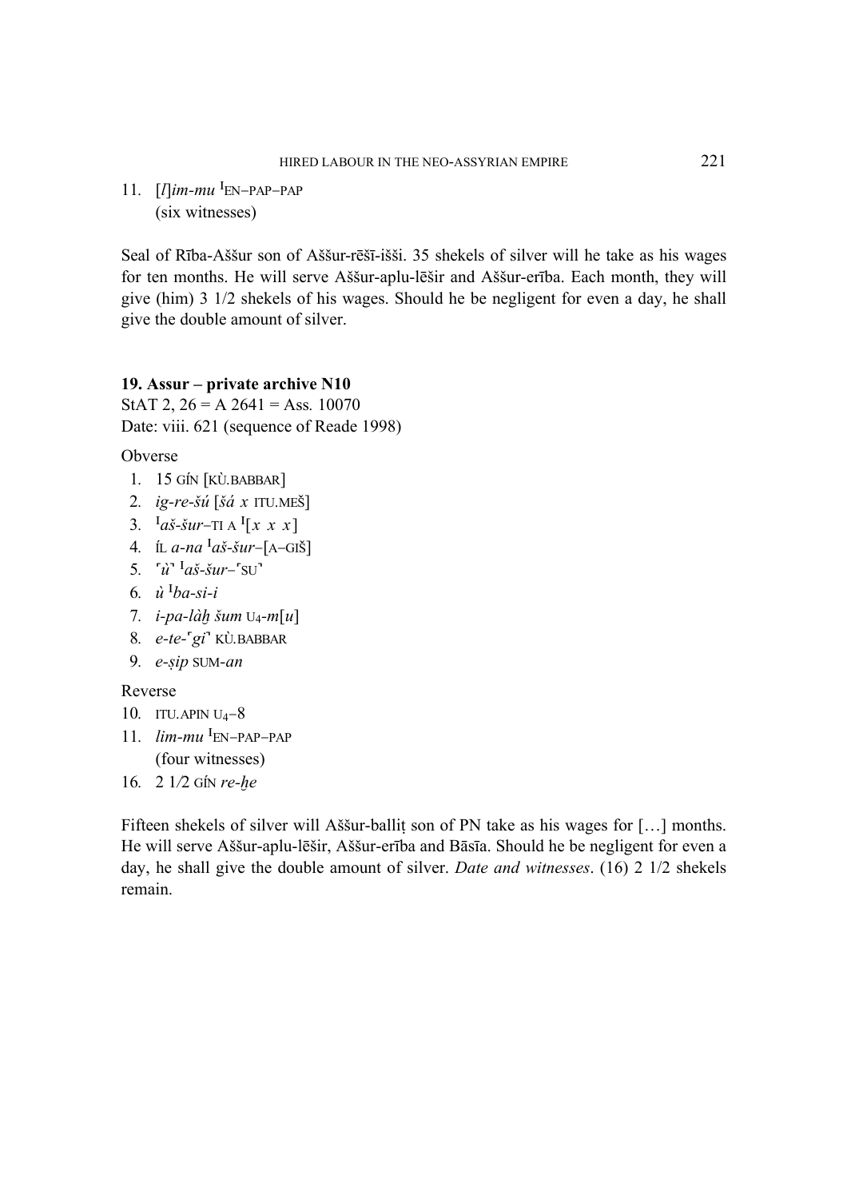11. [*l*]*im-mu* ᴵEN–PAP–PAP
    (six witnesses)

Seal of Rība-Aššur son of Aššur-rēšī-išši. 35 shekels of silver will he take as his wages for ten months. He will serve Aššur-aplu-lēšir and Aššur-erība. Each month, they will give (him) 3 1/2 shekels of his wages. Should he be negligent for even a day, he shall give the double amount of silver.

**19. Assur – private archive N10**
StAT 2, 26 = A 2641 = Ass. 10070
Date: viii. 621 (sequence of Reade 1998)

Obverse

1. 15 GÍN [KÙ.BABBAR]
2. *ig-re-šú* [*šá x* ITU.MEŠ]
3. ᴵ*aš-šur*–TI A ᴵ[*x x x*]
4. ÍL *a-na* ᴵ*aš-šur*–[A–GIŠ]
5. ⸢*ù*⸣ ᴵ*aš-šur*–⸢SU⸣
6. *ù* ᴵ*ba-si-i*
7. *i-pa-làḫ šum* U₄-*m*[*u*]
8. *e-te-*⸢*gi*⸣ KÙ.BABBAR
9. *e-ṣip* SUM-*an*

Reverse

10. ITU.APIN U₄–8
11. *lim-mu* ᴵEN–PAP–PAP
    (four witnesses)
16. 2 1/2 GÍN *re-ḫe*

Fifteen shekels of silver will Aššur-balliṭ son of PN take as his wages for […] months. He will serve Aššur-aplu-lēšir, Aššur-erība and Bāsīa. Should he be negligent for even a day, he shall give the double amount of silver. *Date and witnesses*. (16) 2 1/2 shekels remain.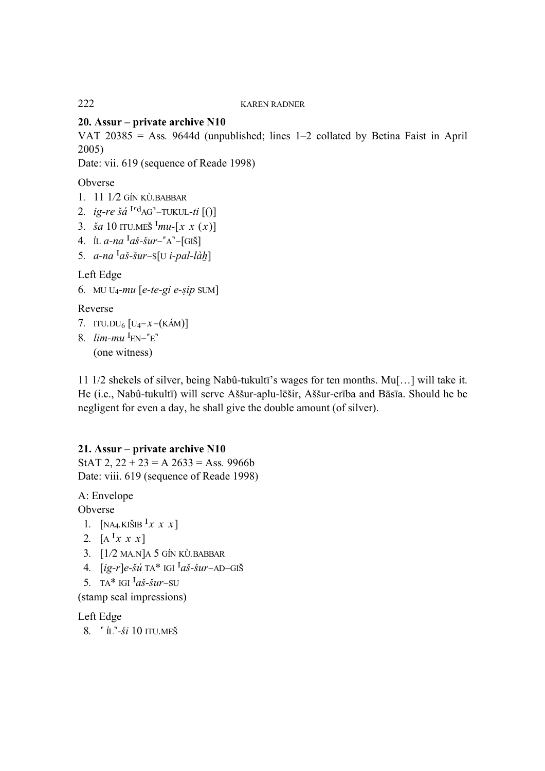**20. Assur – private archive N10**

VAT 20385 = Ass. 9644d (unpublished; lines 1–2 collated by Betina Faist in April 2005)

Date: vii. 619 (sequence of Reade 1998)

Obverse

1. 11 1/2 GÍN KÙ.BABBAR
2. *ig-re šá* ᴵ⌜ᵈAG⌝–TUKUL-*ti* [()]
3. *ša* 10 ITU.MEŠ ᴵ*mu*-[*x x* (*x*)]
4. ÍL *a-na* ᴵ*aš-šur*–⌜A⌝–[GIŠ]
5. *a-na* ᴵ*aš-šur*–S[U *i-pal-làḫ*]

Left Edge

6. MU U$_4$-*mu* [*e-te-gi e-ṣip* SUM]

Reverse

7. ITU.DU$_6$ [U$_4$–*x*–(KÁM)]
8. *lim-mu* ᴵEN–⌜E⌝
   (one witness)

11 1/2 shekels of silver, being Nabû-tukultī's wages for ten months. Mu[…] will take it. He (i.e., Nabû-tukultī) will serve Aššur-aplu-lēšir, Aššur-erība and Bāsīa. Should he be negligent for even a day, he shall give the double amount (of silver).

**21. Assur – private archive N10**

StAT 2, 22 + 23 = A 2633 = Ass. 9966b

Date: viii. 619 (sequence of Reade 1998)

A: Envelope

Obverse

1. [NA$_4$.KIŠIB ᴵ*x x x*]
2. [A ᴵ*x x x*]
3. [1/2 MA.N]A 5 GÍN KÙ.BABBAR
4. [*ig-r*]*e-šú* TA* IGI ᴵ*aš-šur*–AD–GIŠ
5. TA* IGI ᴵ*aš-šur*–SU

(stamp seal impressions)

Left Edge

8. ⌜ÍL⌝-*ši* 10 ITU.MEŠ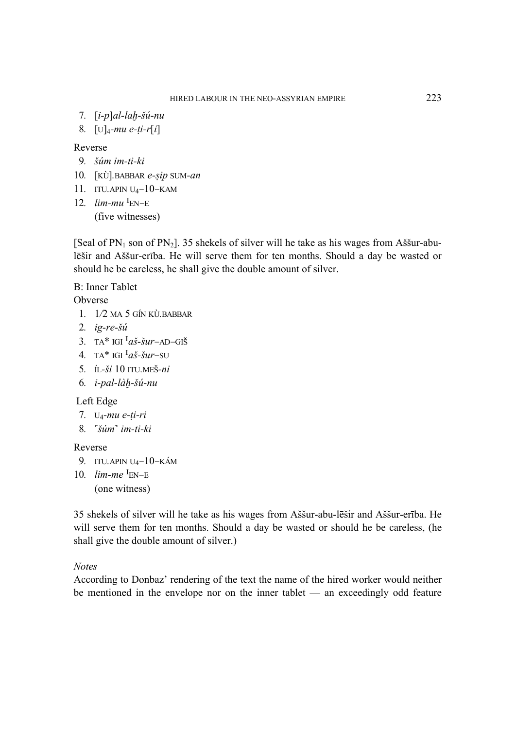7. [*i-p*]*al-laḫ-šú-nu*
8. [U]$_4$-*mu e-ṭi-r*[*i*]

Reverse

9. *šúm im-ti-ki*
10. [KÙ].BABBAR *e-ṣip* SUM-*an*
11. ITU.APIN U$_4$–10–KAM
12. *lim-mu* $^{\text{I}}$EN–E
    (five witnesses)

[Seal of PN$_1$ son of PN$_2$]. 35 shekels of silver will he take as his wages from Aššur-abu-lēšir and Aššur-erība. He will serve them for ten months. Should a day be wasted or should he be careless, he shall give the double amount of silver.

B: Inner Tablet

Obverse

1. 1/2 MA 5 GÍN KÙ.BABBAR
2. *ig-re-šú*
3. TA* IGI $^{\text{I}}$*aš-šur*–AD–GIŠ
4. TA* IGI $^{\text{I}}$*aš-šur*–SU
5. ÍL-*ši* 10 ITU.MEŠ-*ni*
6. *i-pal-làḫ-šú-nu*

Left Edge

7. U$_4$-*mu e-ṭi-ri*
8. ⸢*šúm*⸣ *im-ti-ki*

Reverse

9. ITU.APIN U$_4$–10–KÁM
10. *lim-me* $^{\text{I}}$EN–E
    (one witness)

35 shekels of silver will he take as his wages from Aššur-abu-lēšir and Aššur-erība. He will serve them for ten months. Should a day be wasted or should he be careless, (he shall give the double amount of silver.)

*Notes*

According to Donbaz' rendering of the text the name of the hired worker would neither be mentioned in the envelope nor on the inner tablet — an exceedingly odd feature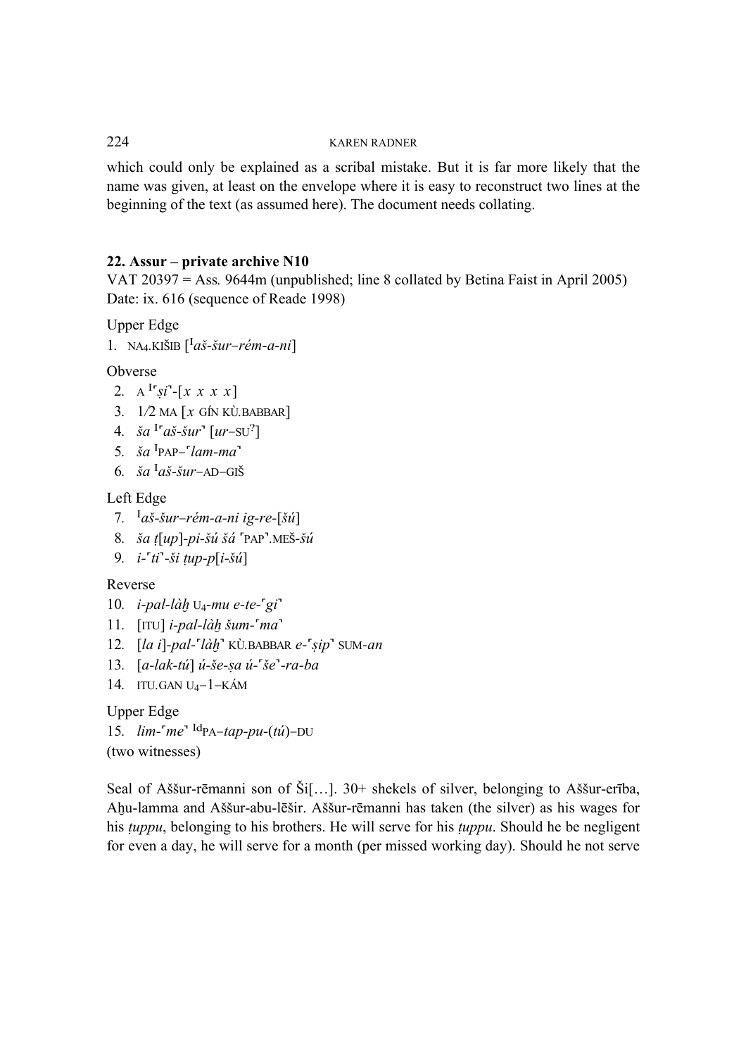which could only be explained as a scribal mistake. But it is far more likely that the name was given, at least on the envelope where it is easy to reconstruct two lines at the beginning of the text (as assumed here). The document needs collating.

### 22. Assur – private archive N10

VAT 20397 = Ass. 9644m (unpublished; line 8 collated by Betina Faist in April 2005)
Date: ix. 616 (sequence of Reade 1998)

Upper Edge

1. NA4.KIŠIB [I*aš-šur–rém-a-ni*]

Obverse

2. A I⌜*ṣi*⌝-[*x x x x*]
3. 1/2 MA [*x* GÍN KÙ.BABBAR]
4. *ša* I⌜*aš-šur*⌝ [*ur*–SU?]
5. *ša* IPAP–⌜*lam-ma*⌝
6. *ša* I*aš-šur*–AD–GIŠ

Left Edge

7. I*aš-šur–rém-a-ni ig-re-*[*šú*]
8. *ša ṭ*[*up*]*-pi-šú šá* ⌜PAP⌝.MEŠ-*šú*
9. *i-*⌜*ti*⌝*-ši ṭup-p*[*i-šú*]

Reverse

10. *i-pal-làḫ* U4*-mu e-te-*⌜*gi*⌝
11. [ITU] *i-pal-làḫ šum-*⌜*ma*⌝
12. [*la i*]*-pal-*⌜*làḫ*⌝ KÙ.BABBAR *e-*⌜*ṣip*⌝ SUM-*an*
13. [*a-lak-tú*] *ú-še-ṣa ú-*⌜*še*⌝*-ra-ba*
14. ITU.GAN U4–1–KÁM

Upper Edge

15. *lim-*⌜*me*⌝ IdPA–*tap-pu-*(*tú*)–DU
(two witnesses)

Seal of Aššur-rēmanni son of Ši[…]. 30+ shekels of silver, belonging to Aššur-erība, Aḫu-lamma and Aššur-abu-lēšir. Aššur-rēmanni has taken (the silver) as his wages for his *ṭuppu*, belonging to his brothers. He will serve for his *ṭuppu*. Should he be negligent for even a day, he will serve for a month (per missed working day). Should he not serve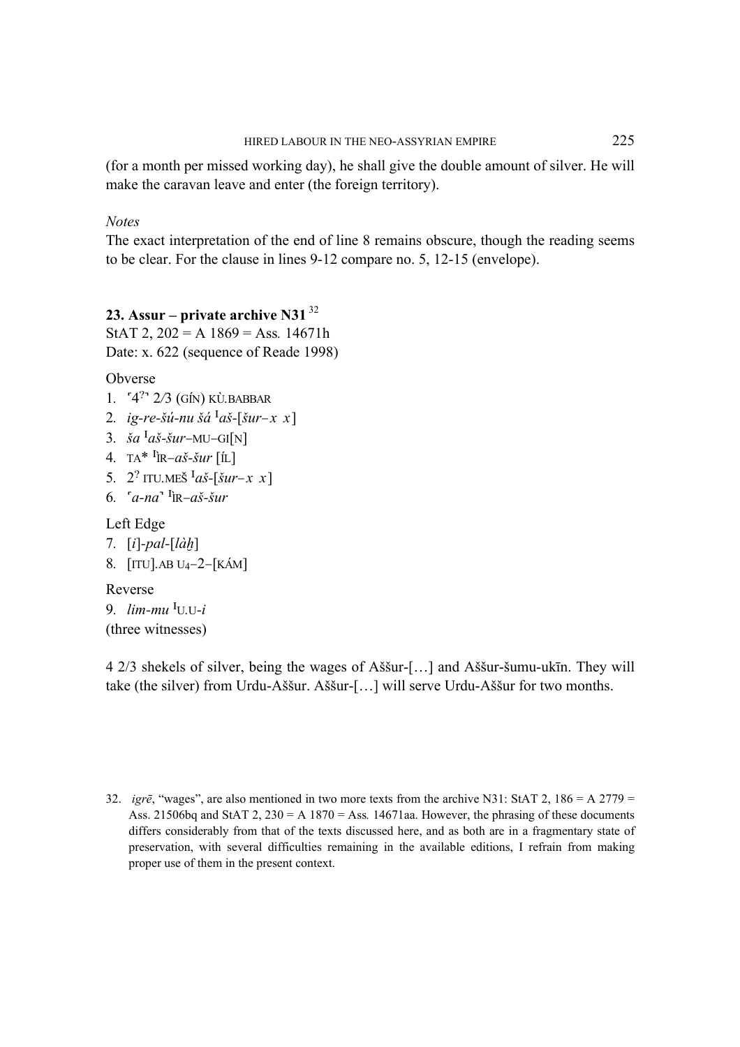(for a month per missed working day), he shall give the double amount of silver. He will make the caravan leave and enter (the foreign territory).

*Notes*

The exact interpretation of the end of line 8 remains obscure, though the reading seems to be clear. For the clause in lines 9-12 compare no. 5, 12-15 (envelope).

### 23. Assur – private archive N31 [32]

StAT 2, 202 = A 1869 = Ass. 14671h
Date: x. 622 (sequence of Reade 1998)

Obverse

1. ⸢4?⸣ 2/3 (GÍN) KÙ.BABBAR
2. *ig-re-šú-nu šá* ᴵ*aš*-[*šur*–*x x*]
3. *ša* ᴵ*aš-šur*–MU–GI[N]
4. TA* ᴵÌR–*aš-šur* [ÍL]
5. 2? ITU.MEŠ ᴵ*aš*-[*šur*–*x x*]
6. ⸢*a-na*⸣ ᴵÌR–*aš-šur*

Left Edge

7. [*i*]-*pal*-[*làḫ*]
8. [ITU].AB U₄–2–[KÁM]

Reverse

9. *lim-mu* ᴵU.U-*i*

(three witnesses)

4 2/3 shekels of silver, being the wages of Aššur-[…] and Aššur-šumu-ukīn. They will take (the silver) from Urdu-Aššur. Aššur-[…] will serve Urdu-Aššur for two months.

---

32. *igrē*, "wages", are also mentioned in two more texts from the archive N31: StAT 2, 186 = A 2779 = Ass. 21506bq and StAT 2, 230 = A 1870 = Ass. 14671aa. However, the phrasing of these documents differs considerably from that of the texts discussed here, and as both are in a fragmentary state of preservation, with several difficulties remaining in the available editions, I refrain from making proper use of them in the present context.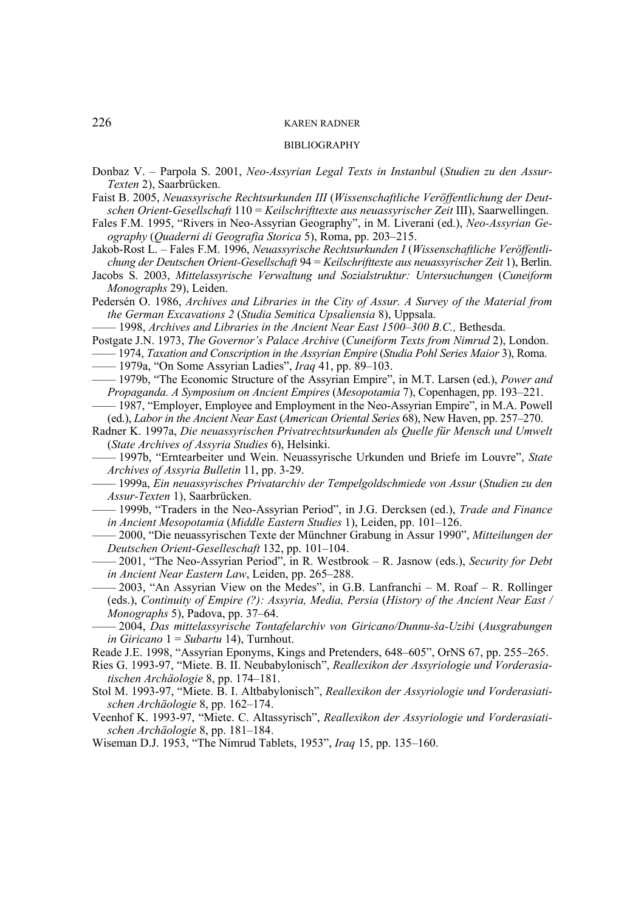## BIBLIOGRAPHY

Donbaz V. – Parpola S. 2001, *Neo-Assyrian Legal Texts in Instanbul* (*Studien zu den Assur-Texten* 2), Saarbrücken.

Faist B. 2005, *Neuassyrische Rechtsurkunden III* (*Wissenschaftliche Veröffentlichung der Deutschen Orient-Gesellschaft* 110 = *Keilschrifttexte aus neuassyrischer Zeit* III), Saarwellingen.

Fales F.M. 1995, "Rivers in Neo-Assyrian Geography", in M. Liverani (ed.), *Neo-Assyrian Geography* (*Quaderni di Geografia Storica* 5), Roma, pp. 203–215.

Jakob-Rost L. – Fales F.M. 1996, *Neuassyrische Rechtsurkunden I* (*Wissenschaftliche Veröffentlichung der Deutschen Orient-Gesellschaft* 94 = *Keilschrifttexte aus neuassyrischer Zeit* 1), Berlin.

Jacobs S. 2003, *Mittelassyrische Verwaltung und Sozialstruktur: Untersuchungen* (*Cuneiform Monographs* 29), Leiden.

Pedersén O. 1986, *Archives and Libraries in the City of Assur. A Survey of the Material from the German Excavations 2* (*Studia Semitica Upsaliensia* 8), Uppsala.

—— 1998, *Archives and Libraries in the Ancient Near East 1500–300 B.C.,* Bethesda.

Postgate J.N. 1973, *The Governor's Palace Archive* (*Cuneiform Texts from Nimrud* 2), London.

—— 1974, *Taxation and Conscription in the Assyrian Empire* (*Studia Pohl Series Maior* 3), Roma.

—— 1979a, "On Some Assyrian Ladies", *Iraq* 41, pp. 89–103.

—— 1979b, "The Economic Structure of the Assyrian Empire", in M.T. Larsen (ed.), *Power and Propaganda. A Symposium on Ancient Empires* (*Mesopotamia* 7), Copenhagen, pp. 193–221.

—— 1987, "Employer, Employee and Employment in the Neo-Assyrian Empire", in M.A. Powell (ed.), *Labor in the Ancient Near East* (*American Oriental Series* 68), New Haven, pp. 257–270.

Radner K. 1997a, *Die neuassyrischen Privatrechtsurkunden als Quelle für Mensch und Umwelt* (*State Archives of Assyria Studies* 6), Helsinki.

—— 1997b, "Erntearbeiter und Wein. Neuassyrische Urkunden und Briefe im Louvre", *State Archives of Assyria Bulletin* 11, pp. 3-29.

—— 1999a, *Ein neuassyrisches Privatarchiv der Tempelgoldschmiede von Assur* (*Studien zu den Assur-Texten* 1), Saarbrücken.

—— 1999b, "Traders in the Neo-Assyrian Period", in J.G. Dercksen (ed.), *Trade and Finance in Ancient Mesopotamia* (*Middle Eastern Studies* 1), Leiden, pp. 101–126.

—— 2000, "Die neuassyrischen Texte der Münchner Grabung in Assur 1990", *Mitteilungen der Deutschen Orient-Gesellschaft* 132, pp. 101–104.

—— 2001, "The Neo-Assyrian Period", in R. Westbrook – R. Jasnow (eds.), *Security for Debt in Ancient Near Eastern Law*, Leiden, pp. 265–288.

—— 2003, "An Assyrian View on the Medes", in G.B. Lanfranchi – M. Roaf – R. Rollinger (eds.), *Continuity of Empire (?): Assyria, Media, Persia* (*History of the Ancient Near East / Monographs* 5), Padova, pp. 37–64.

—— 2004, *Das mittelassyrische Tontafelarchiv von Giricano/Dunnu-ša-Uzibi* (*Ausgrabungen in Giricano* 1 = *Subartu* 14), Turnhout.

Reade J.E. 1998, "Assyrian Eponyms, Kings and Pretenders, 648–605", OrNS 67, pp. 255–265.

Ries G. 1993-97, "Miete. B. II. Neubabylonisch", *Reallexikon der Assyriologie und Vorderasiatischen Archäologie* 8, pp. 174–181.

Stol M. 1993-97, "Miete. B. I. Altbabylonisch", *Reallexikon der Assyriologie und Vorderasiatischen Archäologie* 8, pp. 162–174.

Veenhof K. 1993-97, "Miete. C. Altassyrisch", *Reallexikon der Assyriologie und Vorderasiatischen Archäologie* 8, pp. 181–184.

Wiseman D.J. 1953, "The Nimrud Tablets, 1953", *Iraq* 15, pp. 135–160.